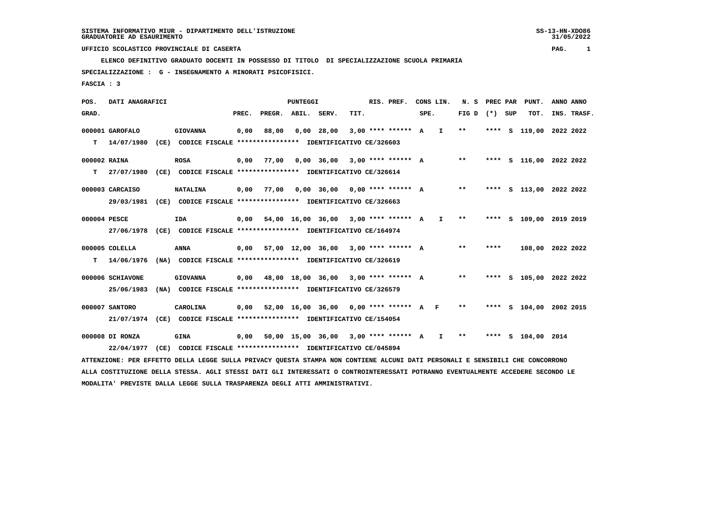SISTEMA INFORMATIVO MIUR - DIPARTIMENTO DELL'ISTRUZIONE
GRADUATORIE AD ESAURIMENTO

UFFICIO SCOLASTICO PROVINCIALE DI CASERTA

ELENCO DEFINITIVO GRADUATO DOCENTI IN POSSESSO DI TITOLO DI SPECIALIZZAZIONE SCUOLA PRIMARIA

SPECIALIZZAZIONE : G - INSEGNAMENTO A MINORATI PSICOFISICI.

FASCIA : 3

| POS. GRAD. | DATI ANAGRAFICI | | PREC. | PREGR. | ABIL. | SERV. | TIT. | RIS. PREF. | CONS SPE. | LIN. | N. S FIG D | PREC PAR (*) | SUP | PUNT. TOT. | ANNO INS. | ANNO TRASF. |
|---|---|---|---|---|---|---|---|---|---|---|---|---|---|---|---|---|
| 000001 | GAROFALO | GIOVANNA | 0,00 | 88,00 | 0,00 | 28,00 | 3,00 | **** ****** | A | I | ** | **** | S | 119,00 | 2022 | 2022 |
| T | 14/07/1980 (CE) CODICE FISCALE **************** IDENTIFICATIVO CE/326603 | | | | | | | | | | | | | | | |
| 000002 | RAINA | ROSA | 0,00 | 77,00 | 0,00 | 36,00 | 3,00 | **** ****** | A | | ** | **** | S | 116,00 | 2022 | 2022 |
| T | 27/07/1980 (CE) CODICE FISCALE **************** IDENTIFICATIVO CE/326614 | | | | | | | | | | | | | | | |
| 000003 | CARCAISO | NATALINA | 0,00 | 77,00 | 0,00 | 36,00 | 0,00 | **** ****** | A | | ** | **** | S | 113,00 | 2022 | 2022 |
| | 29/03/1981 (CE) CODICE FISCALE **************** IDENTIFICATIVO CE/326663 | | | | | | | | | | | | | | | |
| 000004 | PESCE | IDA | 0,00 | 54,00 | 16,00 | 36,00 | 3,00 | **** ****** | A | I | ** | **** | S | 109,00 | 2019 | 2019 |
| | 27/06/1978 (CE) CODICE FISCALE **************** IDENTIFICATIVO CE/164974 | | | | | | | | | | | | | | | |
| 000005 | COLELLA | ANNA | 0,00 | 57,00 | 12,00 | 36,00 | 3,00 | **** ****** | A | | ** | **** | | 108,00 | 2022 | 2022 |
| T | 14/06/1976 (NA) CODICE FISCALE **************** IDENTIFICATIVO CE/326619 | | | | | | | | | | | | | | | |
| 000006 | SCHIAVONE | GIOVANNA | 0,00 | 48,00 | 18,00 | 36,00 | 3,00 | **** ****** | A | | ** | **** | S | 105,00 | 2022 | 2022 |
| | 25/06/1983 (NA) CODICE FISCALE **************** IDENTIFICATIVO CE/326579 | | | | | | | | | | | | | | | |
| 000007 | SANTORO | CAROLINA | 0,00 | 52,00 | 16,00 | 36,00 | 0,00 | **** ****** | A | F | ** | **** | S | 104,00 | 2002 | 2015 |
| | 21/07/1974 (CE) CODICE FISCALE **************** IDENTIFICATIVO CE/154054 | | | | | | | | | | | | | | | |
| 000008 | DI RONZA | GINA | 0,00 | 50,00 | 15,00 | 36,00 | 3,00 | **** ****** | A | I | ** | **** | S | 104,00 | 2014 | |
| | 22/04/1977 (CE) CODICE FISCALE **************** IDENTIFICATIVO CE/045894 | | | | | | | | | | | | | | | |

ATTENZIONE: PER EFFETTO DELLA LEGGE SULLA PRIVACY QUESTA STAMPA NON CONTIENE ALCUNI DATI PERSONALI E SENSIBILI CHE CONCORRONO ALLA COSTITUZIONE DELLA STESSA. AGLI STESSI DATI GLI INTERESSATI O CONTROINTERESSATI POTRANNO EVENTUALMENTE ACCEDERE SECONDO LE MODALITA' PREVISTE DALLA LEGGE SULLA TRASPARENZA DEGLI ATTI AMMINISTRATIVI.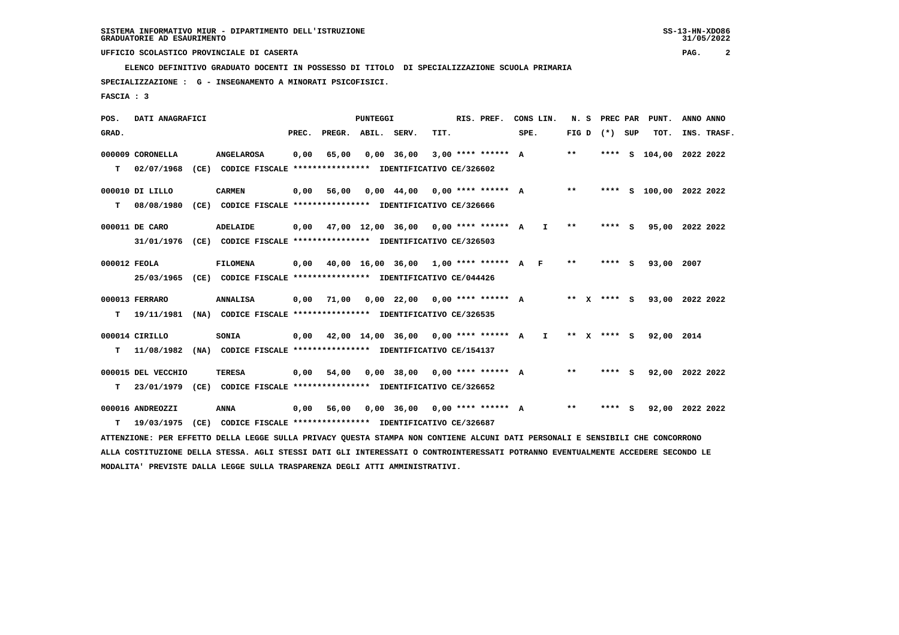SISTEMA INFORMATIVO MIUR - DIPARTIMENTO DELL'ISTRUZIONE
GRADUATORIE AD ESAURIMENTO

UFFICIO SCOLASTICO PROVINCIALE DI CASERTA

**ELENCO DEFINITIVO GRADUATO DOCENTI IN POSSESSO DI TITOLO DI SPECIALIZZAZIONE SCUOLA PRIMARIA**

**SPECIALIZZAZIONE : G - INSEGNAMENTO A MINORATI PSICOFISICI.**

**FASCIA : 3**

| POS. GRAD. | DATI ANAGRAFICI | | PREC. | PREGR. | ABIL. | SERV. | TIT. | RIS. PREF. | CONS LIN. SPE. | | N. S FIG D | PREC PAR (*) | SUP | PUNT. TOT. | ANNO INS. | ANNO TRASF. |
|---|---|---|---|---|---|---|---|---|---|---|---|---|---|---|---|---|
| 000009 | CORONELLA | ANGELAROSA | 0,00 | 65,00 | 0,00 | 36,00 | 3,00 | **** ****** | A | | ** | **** | S | 104,00 | 2022 | 2022 |
| T | 02/07/1968 (CE) CODICE FISCALE **************** IDENTIFICATIVO CE/326602 | | | | | | | | | | | | | | | |
| 000010 | DI LILLO | CARMEN | 0,00 | 56,00 | 0,00 | 44,00 | 0,00 | **** ****** | A | | ** | **** | S | 100,00 | 2022 | 2022 |
| T | 08/08/1980 (CE) CODICE FISCALE **************** IDENTIFICATIVO CE/326666 | | | | | | | | | | | | | | | |
| 000011 | DE CARO | ADELAIDE | 0,00 | 47,00 | 12,00 | 36,00 | 0,00 | **** ****** | A | I | ** | **** | S | 95,00 | 2022 | 2022 |
| | 31/01/1976 (CE) CODICE FISCALE **************** IDENTIFICATIVO CE/326503 | | | | | | | | | | | | | | | |
| 000012 | FEOLA | FILOMENA | 0,00 | 40,00 | 16,00 | 36,00 | 1,00 | **** ****** | A | F | ** | **** | S | 93,00 | 2007 | |
| | 25/03/1965 (CE) CODICE FISCALE **************** IDENTIFICATIVO CE/044426 | | | | | | | | | | | | | | | |
| 000013 | FERRARO | ANNALISA | 0,00 | 71,00 | 0,00 | 22,00 | 0,00 | **** ****** | A | | ** X | **** | S | 93,00 | 2022 | 2022 |
| T | 19/11/1981 (NA) CODICE FISCALE **************** IDENTIFICATIVO CE/326535 | | | | | | | | | | | | | | | |
| 000014 | CIRILLO | SONIA | 0,00 | 42,00 | 14,00 | 36,00 | 0,00 | **** ****** | A | I | ** X | **** | S | 92,00 | 2014 | |
| T | 11/08/1982 (NA) CODICE FISCALE **************** IDENTIFICATIVO CE/154137 | | | | | | | | | | | | | | | |
| 000015 | DEL VECCHIO | TERESA | 0,00 | 54,00 | 0,00 | 38,00 | 0,00 | **** ****** | A | | ** | **** | S | 92,00 | 2022 | 2022 |
| T | 23/01/1979 (CE) CODICE FISCALE **************** IDENTIFICATIVO CE/326652 | | | | | | | | | | | | | | | |
| 000016 | ANDREOZZI | ANNA | 0,00 | 56,00 | 0,00 | 36,00 | 0,00 | **** ****** | A | | ** | **** | S | 92,00 | 2022 | 2022 |
| T | 19/03/1975 (CE) CODICE FISCALE **************** IDENTIFICATIVO CE/326687 | | | | | | | | | | | | | | | |

ATTENZIONE: PER EFFETTO DELLA LEGGE SULLA PRIVACY QUESTA STAMPA NON CONTIENE ALCUNI DATI PERSONALI E SENSIBILI CHE CONCORRONO ALLA COSTITUZIONE DELLA STESSA. AGLI STESSI DATI GLI INTERESSATI O CONTROINTERESSATI POTRANNO EVENTUALMENTE ACCEDERE SECONDO LE MODALITA' PREVISTE DALLA LEGGE SULLA TRASPARENZA DEGLI ATTI AMMINISTRATIVI.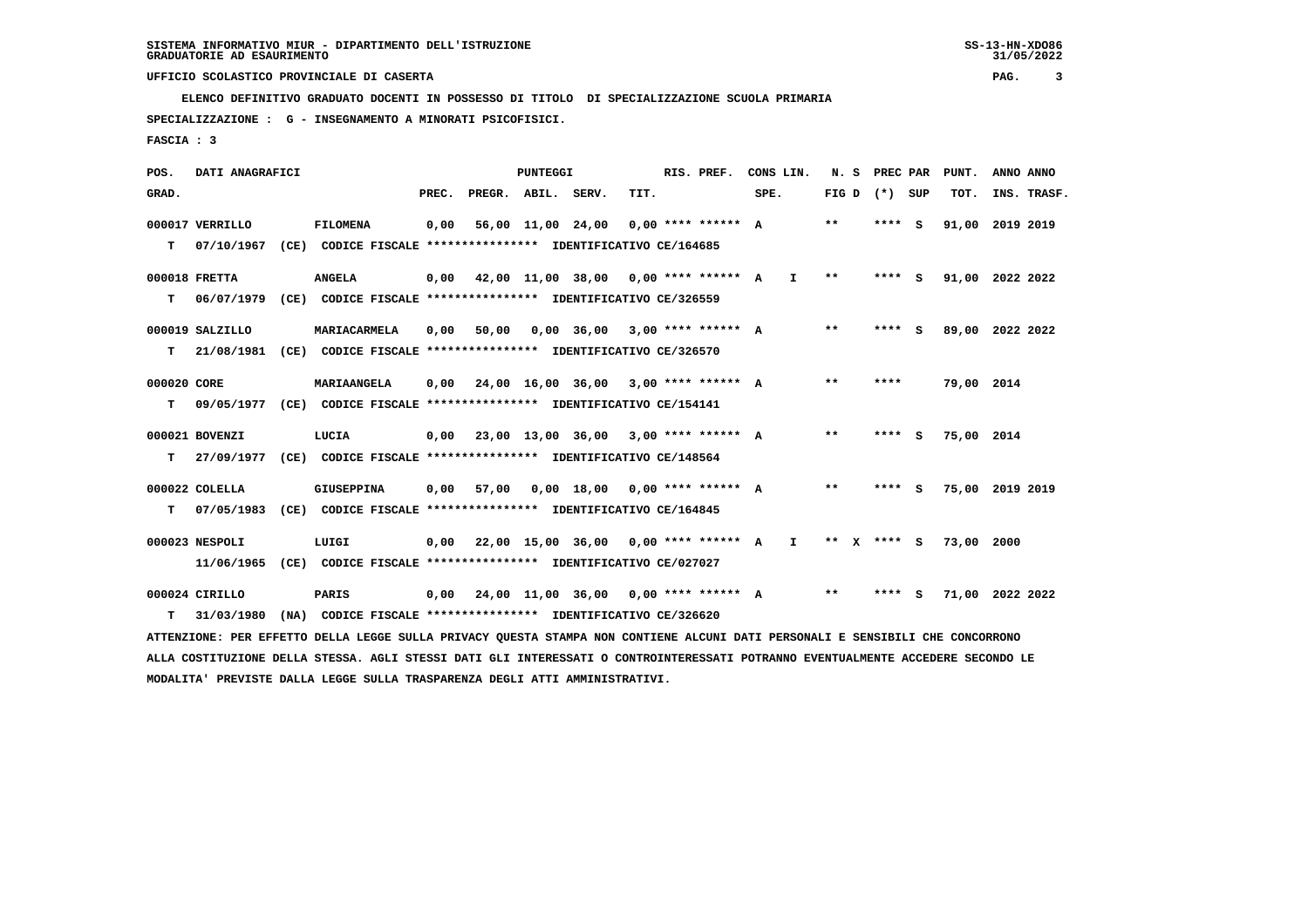SISTEMA INFORMATIVO MIUR - DIPARTIMENTO DELL'ISTRUZIONE
GRADUATORIE AD ESAURIMENTO

UFFICIO SCOLASTICO PROVINCIALE DI CASERTA

ELENCO DEFINITIVO GRADUATO DOCENTI IN POSSESSO DI TITOLO DI SPECIALIZZAZIONE SCUOLA PRIMARIA

SPECIALIZZAZIONE : G - INSEGNAMENTO A MINORATI PSICOFISICI.

FASCIA : 3

| POS. GRAD. | DATI ANAGRAFICI | | PREC. | PREGR. | ABIL. | SERV. | TIT. | RIS. PREF. | CONS LIN. SPE. | | N. S FIG D | PREC PAR (*) | SUP | PUNT. TOT. | ANNO INS. | ANNO TRASF. |
|---|---|---|---|---|---|---|---|---|---|---|---|---|---|---|---|---|
| 000017 | VERRILLO | FILOMENA | 0,00 | 56,00 | 11,00 | 24,00 | 0,00 | **** ****** | A | | ** | **** | S | 91,00 | 2019 | 2019 |
| T | 07/10/1967 (CE) CODICE FISCALE **************** IDENTIFICATIVO CE/164685 | | | | | | | | | | | | | | | |
| 000018 | FRETTA | ANGELA | 0,00 | 42,00 | 11,00 | 38,00 | 0,00 | **** ****** | A | I | ** | **** | S | 91,00 | 2022 | 2022 |
| T | 06/07/1979 (CE) CODICE FISCALE **************** IDENTIFICATIVO CE/326559 | | | | | | | | | | | | | | | |
| 000019 | SALZILLO | MARIACARMELA | 0,00 | 50,00 | 0,00 | 36,00 | 3,00 | **** ****** | A | | ** | **** | S | 89,00 | 2022 | 2022 |
| T | 21/08/1981 (CE) CODICE FISCALE **************** IDENTIFICATIVO CE/326570 | | | | | | | | | | | | | | | |
| 000020 | CORE | MARIAANGELA | 0,00 | 24,00 | 16,00 | 36,00 | 3,00 | **** ****** | A | | ** | **** | | 79,00 | 2014 | |
| T | 09/05/1977 (CE) CODICE FISCALE **************** IDENTIFICATIVO CE/154141 | | | | | | | | | | | | | | | |
| 000021 | BOVENZI | LUCIA | 0,00 | 23,00 | 13,00 | 36,00 | 3,00 | **** ****** | A | | ** | **** | S | 75,00 | 2014 | |
| T | 27/09/1977 (CE) CODICE FISCALE **************** IDENTIFICATIVO CE/148564 | | | | | | | | | | | | | | | |
| 000022 | COLELLA | GIUSEPPINA | 0,00 | 57,00 | 0,00 | 18,00 | 0,00 | **** ****** | A | | ** | **** | S | 75,00 | 2019 | 2019 |
| T | 07/05/1983 (CE) CODICE FISCALE **************** IDENTIFICATIVO CE/164845 | | | | | | | | | | | | | | | |
| 000023 | NESPOLI | LUIGI | 0,00 | 22,00 | 15,00 | 36,00 | 0,00 | **** ****** | A | I | ** X | **** | S | 73,00 | 2000 | |
| | 11/06/1965 (CE) CODICE FISCALE **************** IDENTIFICATIVO CE/027027 | | | | | | | | | | | | | | | |
| 000024 | CIRILLO | PARIS | 0,00 | 24,00 | 11,00 | 36,00 | 0,00 | **** ****** | A | | ** | **** | S | 71,00 | 2022 | 2022 |
| T | 31/03/1980 (NA) CODICE FISCALE **************** IDENTIFICATIVO CE/326620 | | | | | | | | | | | | | | | |

ATTENZIONE: PER EFFETTO DELLA LEGGE SULLA PRIVACY QUESTA STAMPA NON CONTIENE ALCUNI DATI PERSONALI E SENSIBILI CHE CONCORRONO ALLA COSTITUZIONE DELLA STESSA. AGLI STESSI DATI GLI INTERESSATI O CONTROINTERESSATI POTRANNO EVENTUALMENTE ACCEDERE SECONDO LE MODALITA' PREVISTE DALLA LEGGE SULLA TRASPARENZA DEGLI ATTI AMMINISTRATIVI.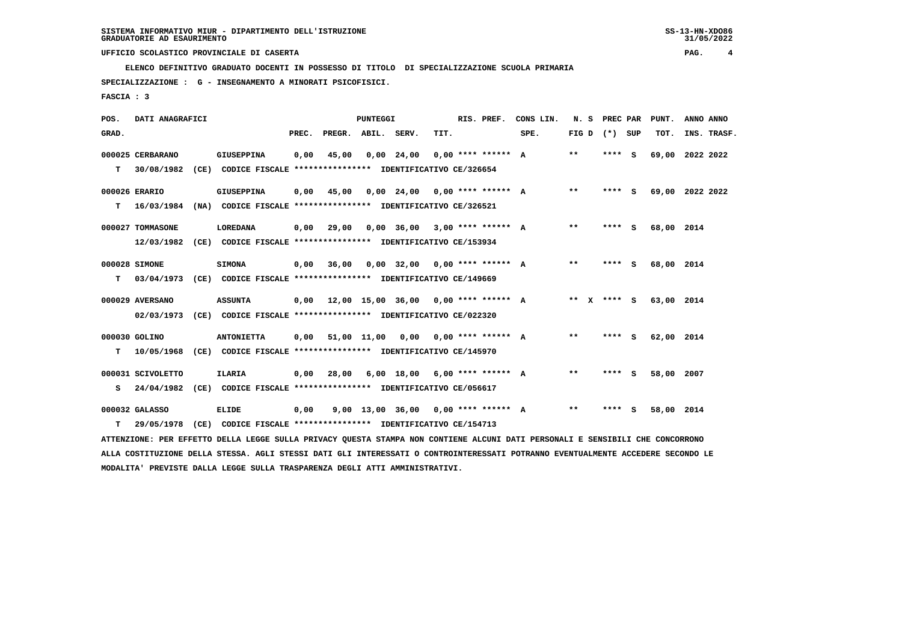SISTEMA INFORMATIVO MIUR - DIPARTIMENTO DELL'ISTRUZIONE
GRADUATORIE AD ESAURIMENTO

UFFICIO SCOLASTICO PROVINCIALE DI CASERTA

ELENCO DEFINITIVO GRADUATO DOCENTI IN POSSESSO DI TITOLO DI SPECIALIZZAZIONE SCUOLA PRIMARIA

SPECIALIZZAZIONE : G - INSEGNAMENTO A MINORATI PSICOFISICI.

FASCIA : 3

| POS. GRAD. | DATI ANAGRAFICI | | PREC. | PREGR. | ABIL. | SERV. | TIT. | RIS. PREF. | CONS LIN. SPE. | N. S FIG D | PREC PAR (*) SUP | PUNT. TOT. | ANNO INS. | ANNO TRASF. |
|---|---|---|---|---|---|---|---|---|---|---|---|---|---|---|
| 000025 | CERBARANO | GIUSEPPINA | 0,00 | 45,00 | 0,00 | 24,00 | 0,00 | **** ****** A | | ** | **** S | 69,00 | 2022 | 2022 |
| T | 30/08/1982 (CE) | CODICE FISCALE **************** IDENTIFICATIVO CE/326654 | | | | | | | | | | | | |
| 000026 | ERARIO | GIUSEPPINA | 0,00 | 45,00 | 0,00 | 24,00 | 0,00 | **** ****** A | | ** | **** S | 69,00 | 2022 | 2022 |
| T | 16/03/1984 (NA) | CODICE FISCALE **************** IDENTIFICATIVO CE/326521 | | | | | | | | | | | | |
| 000027 | TOMMASONE | LOREDANA | 0,00 | 29,00 | 0,00 | 36,00 | 3,00 | **** ****** A | | ** | **** S | 68,00 | 2014 | |
| | 12/03/1982 (CE) | CODICE FISCALE **************** IDENTIFICATIVO CE/153934 | | | | | | | | | | | | |
| 000028 | SIMONE | SIMONA | 0,00 | 36,00 | 0,00 | 32,00 | 0,00 | **** ****** A | | ** | **** S | 68,00 | 2014 | |
| T | 03/04/1973 (CE) | CODICE FISCALE **************** IDENTIFICATIVO CE/149669 | | | | | | | | | | | | |
| 000029 | AVERSANO | ASSUNTA | 0,00 | 12,00 | 15,00 | 36,00 | 0,00 | **** ****** A | | ** X | **** S | 63,00 | 2014 | |
| | 02/03/1973 (CE) | CODICE FISCALE **************** IDENTIFICATIVO CE/022320 | | | | | | | | | | | | |
| 000030 | GOLINO | ANTONIETTA | 0,00 | 51,00 | 11,00 | 0,00 | 0,00 | **** ****** A | | ** | **** S | 62,00 | 2014 | |
| T | 10/05/1968 (CE) | CODICE FISCALE **************** IDENTIFICATIVO CE/145970 | | | | | | | | | | | | |
| 000031 | SCIVOLETTO | ILARIA | 0,00 | 28,00 | 6,00 | 18,00 | 6,00 | **** ****** A | | ** | **** S | 58,00 | 2007 | |
| S | 24/04/1982 (CE) | CODICE FISCALE **************** IDENTIFICATIVO CE/056617 | | | | | | | | | | | | |
| 000032 | GALASSO | ELIDE | 0,00 | 9,00 | 13,00 | 36,00 | 0,00 | **** ****** A | | ** | **** S | 58,00 | 2014 | |
| T | 29/05/1978 (CE) | CODICE FISCALE **************** IDENTIFICATIVO CE/154713 | | | | | | | | | | | | |

ATTENZIONE: PER EFFETTO DELLA LEGGE SULLA PRIVACY QUESTA STAMPA NON CONTIENE ALCUNI DATI PERSONALI E SENSIBILI CHE CONCORRONO ALLA COSTITUZIONE DELLA STESSA. AGLI STESSI DATI GLI INTERESSATI O CONTROINTERESSATI POTRANNO EVENTUALMENTE ACCEDERE SECONDO LE MODALITA' PREVISTE DALLA LEGGE SULLA TRASPARENZA DEGLI ATTI AMMINISTRATIVI.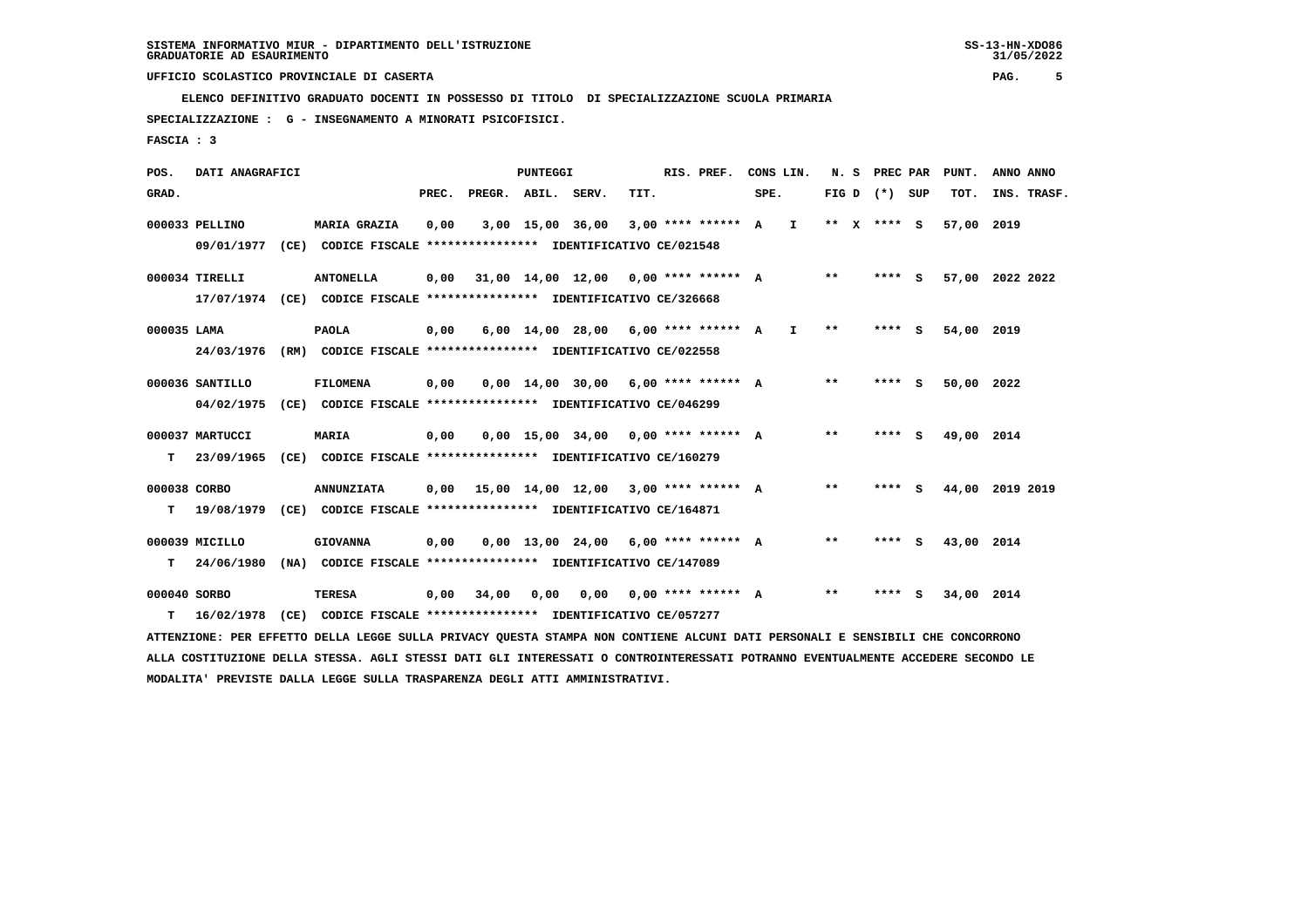SISTEMA INFORMATIVO MIUR - DIPARTIMENTO DELL'ISTRUZIONE
GRADUATORIE AD ESAURIMENTO

UFFICIO SCOLASTICO PROVINCIALE DI CASERTA

**ELENCO DEFINITIVO GRADUATO DOCENTI IN POSSESSO DI TITOLO DI SPECIALIZZAZIONE SCUOLA PRIMARIA**

**SPECIALIZZAZIONE : G - INSEGNAMENTO A MINORATI PSICOFISICI.**

**FASCIA : 3**

| POS. GRAD. | DATI ANAGRAFICI | | PREC. | PREGR. | ABIL. | SERV. | TIT. | RIS. PREF. | CONS LIN. SPE. | | N. S FIG D | | PREC PAR (*) SUP | | PUNT. TOT. | ANNO INS. | ANNO TRASF. |
|---|---|---|---|---|---|---|---|---|---|---|---|---|---|---|---|---|---|
| 000033 | PELLINO | MARIA GRAZIA | 0,00 | 3,00 | 15,00 | 36,00 | 3,00 | **** ****** | A | I | ** | X | **** | S | 57,00 | 2019 | |
| | 09/01/1977 (CE) CODICE FISCALE **************** IDENTIFICATIVO CE/021548 | | | | | | | | | | | | | | | | |
| 000034 | TIRELLI | ANTONELLA | 0,00 | 31,00 | 14,00 | 12,00 | 0,00 | **** ****** | A | | ** | | **** | S | 57,00 | 2022 | 2022 |
| | 17/07/1974 (CE) CODICE FISCALE **************** IDENTIFICATIVO CE/326668 | | | | | | | | | | | | | | | | |
| 000035 | LAMA | PAOLA | 0,00 | 6,00 | 14,00 | 28,00 | 6,00 | **** ****** | A | I | ** | | **** | S | 54,00 | 2019 | |
| | 24/03/1976 (RM) CODICE FISCALE **************** IDENTIFICATIVO CE/022558 | | | | | | | | | | | | | | | | |
| 000036 | SANTILLO | FILOMENA | 0,00 | 0,00 | 14,00 | 30,00 | 6,00 | **** ****** | A | | ** | | **** | S | 50,00 | 2022 | |
| | 04/02/1975 (CE) CODICE FISCALE **************** IDENTIFICATIVO CE/046299 | | | | | | | | | | | | | | | | |
| 000037 | MARTUCCI | MARIA | 0,00 | 0,00 | 15,00 | 34,00 | 0,00 | **** ****** | A | | ** | | **** | S | 49,00 | 2014 | |
| T | 23/09/1965 (CE) CODICE FISCALE **************** IDENTIFICATIVO CE/160279 | | | | | | | | | | | | | | | | |
| 000038 | CORBO | ANNUNZIATA | 0,00 | 15,00 | 14,00 | 12,00 | 3,00 | **** ****** | A | | ** | | **** | S | 44,00 | 2019 | 2019 |
| T | 19/08/1979 (CE) CODICE FISCALE **************** IDENTIFICATIVO CE/164871 | | | | | | | | | | | | | | | | |
| 000039 | MICILLO | GIOVANNA | 0,00 | 0,00 | 13,00 | 24,00 | 6,00 | **** ****** | A | | ** | | **** | S | 43,00 | 2014 | |
| T | 24/06/1980 (NA) CODICE FISCALE **************** IDENTIFICATIVO CE/147089 | | | | | | | | | | | | | | | | |
| 000040 | SORBO | TERESA | 0,00 | 34,00 | 0,00 | 0,00 | 0,00 | **** ****** | A | | ** | | **** | S | 34,00 | 2014 | |
| T | 16/02/1978 (CE) CODICE FISCALE **************** IDENTIFICATIVO CE/057277 | | | | | | | | | | | | | | | | |

ATTENZIONE: PER EFFETTO DELLA LEGGE SULLA PRIVACY QUESTA STAMPA NON CONTIENE ALCUNI DATI PERSONALI E SENSIBILI CHE CONCORRONO ALLA COSTITUZIONE DELLA STESSA. AGLI STESSI DATI GLI INTERESSATI O CONTROINTERESSATI POTRANNO EVENTUALMENTE ACCEDERE SECONDO LE MODALITA' PREVISTE DALLA LEGGE SULLA TRASPARENZA DEGLI ATTI AMMINISTRATIVI.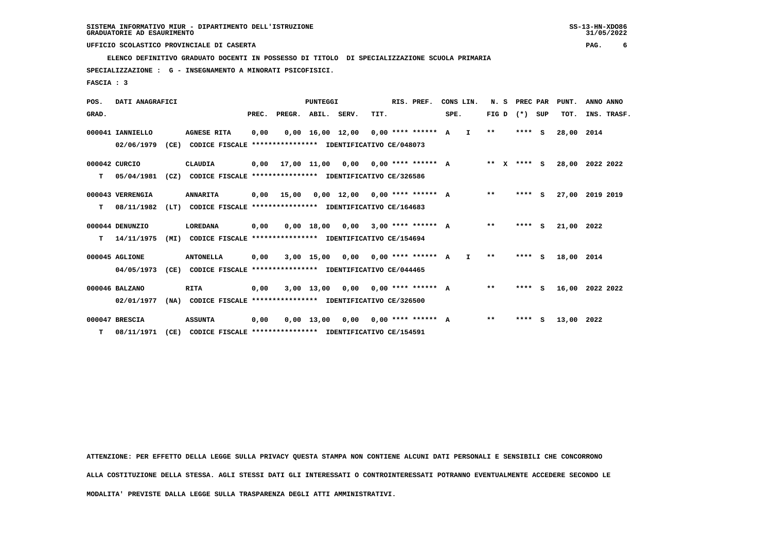SISTEMA INFORMATIVO MIUR - DIPARTIMENTO DELL'ISTRUZIONE
GRADUATORIE AD ESAURIMENTO

UFFICIO SCOLASTICO PROVINCIALE DI CASERTA

ELENCO DEFINITIVO GRADUATO DOCENTI IN POSSESSO DI TITOLO DI SPECIALIZZAZIONE SCUOLA PRIMARIA

SPECIALIZZAZIONE : G - INSEGNAMENTO A MINORATI PSICOFISICI.

FASCIA : 3

| POS. GRAD. | DATI ANAGRAFICI | | PREC. | PREGR. | ABIL. | SERV. | TIT. | RIS. PREF. | CONS LIN. SPE. | | N. S FIG D | PREC PAR (*) | SUP | PUNT. TOT. | ANNO INS. | ANNO TRASF. |
|---|---|---|---|---|---|---|---|---|---|---|---|---|---|---|---|---|
| 000041 | IANNIELLO | AGNESE RITA | 0,00 | 0,00 | 16,00 | 12,00 | 0,00 | **** ****** | A | I | ** | **** | S | 28,00 | 2014 | |
| | 02/06/1979 (CE) | CODICE FISCALE **************** IDENTIFICATIVO CE/048073 | | | | | | | | | | | | | | |
| 000042 | CURCIO | CLAUDIA | 0,00 | 17,00 | 11,00 | 0,00 | 0,00 | **** ****** | A | | ** X | **** | S | 28,00 | 2022 | 2022 |
| T | 05/04/1981 (CZ) | CODICE FISCALE **************** IDENTIFICATIVO CE/326586 | | | | | | | | | | | | | | |
| 000043 | VERRENGIA | ANNARITA | 0,00 | 15,00 | 0,00 | 12,00 | 0,00 | **** ****** | A | | ** | **** | S | 27,00 | 2019 | 2019 |
| T | 08/11/1982 (LT) | CODICE FISCALE **************** IDENTIFICATIVO CE/164683 | | | | | | | | | | | | | | |
| 000044 | DENUNZIO | LOREDANA | 0,00 | 0,00 | 18,00 | 0,00 | 3,00 | **** ****** | A | | ** | **** | S | 21,00 | 2022 | |
| T | 14/11/1975 (MI) | CODICE FISCALE **************** IDENTIFICATIVO CE/154694 | | | | | | | | | | | | | | |
| 000045 | AGLIONE | ANTONELLA | 0,00 | 3,00 | 15,00 | 0,00 | 0,00 | **** ****** | A | I | ** | **** | S | 18,00 | 2014 | |
| | 04/05/1973 (CE) | CODICE FISCALE **************** IDENTIFICATIVO CE/044465 | | | | | | | | | | | | | | |
| 000046 | BALZANO | RITA | 0,00 | 3,00 | 13,00 | 0,00 | 0,00 | **** ****** | A | | ** | **** | S | 16,00 | 2022 | 2022 |
| | 02/01/1977 (NA) | CODICE FISCALE **************** IDENTIFICATIVO CE/326500 | | | | | | | | | | | | | | |
| 000047 | BRESCIA | ASSUNTA | 0,00 | 0,00 | 13,00 | 0,00 | 0,00 | **** ****** | A | | ** | **** | S | 13,00 | 2022 | |
| T | 08/11/1971 (CE) | CODICE FISCALE **************** IDENTIFICATIVO CE/154591 | | | | | | | | | | | | | | |

ATTENZIONE: PER EFFETTO DELLA LEGGE SULLA PRIVACY QUESTA STAMPA NON CONTIENE ALCUNI DATI PERSONALI E SENSIBILI CHE CONCORRONO ALLA COSTITUZIONE DELLA STESSA. AGLI STESSI DATI GLI INTERESSATI O CONTROINTERESSATI POTRANNO EVENTUALMENTE ACCEDERE SECONDO LE MODALITA' PREVISTE DALLA LEGGE SULLA TRASPARENZA DEGLI ATTI AMMINISTRATIVI.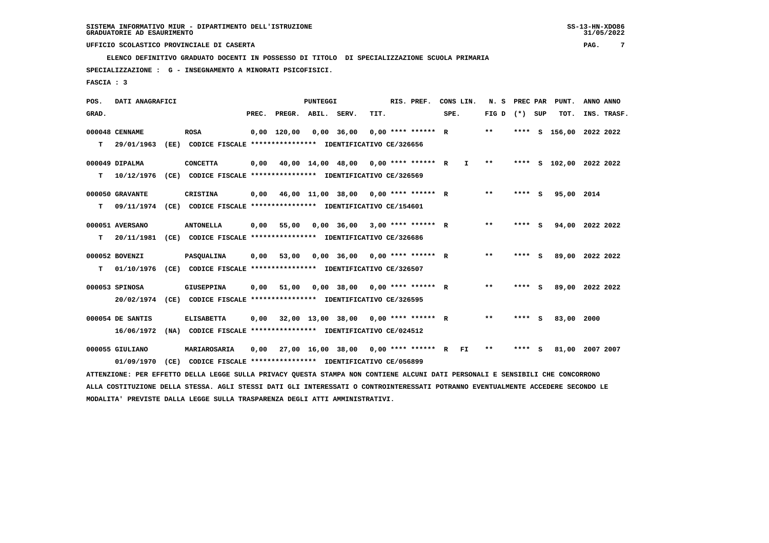SISTEMA INFORMATIVO MIUR - DIPARTIMENTO DELL'ISTRUZIONE
GRADUATORIE AD ESAURIMENTO

UFFICIO SCOLASTICO PROVINCIALE DI CASERTA

ELENCO DEFINITIVO GRADUATO DOCENTI IN POSSESSO DI TITOLO DI SPECIALIZZAZIONE SCUOLA PRIMARIA

SPECIALIZZAZIONE : G - INSEGNAMENTO A MINORATI PSICOFISICI.

FASCIA : 3

| POS. GRAD. | DATI ANAGRAFICI | | PREC. | PREGR. | ABIL. | SERV. | TIT. | RIS. PREF. | CONS LIN. SPE. | N. S FIG D | PREC PAR (*) SUP | PUNT. TOT. | ANNO INS. | ANNO TRASF. |
|---|---|---|---|---|---|---|---|---|---|---|---|---|---|---|
| 000048 | CENNAME | ROSA | 0,00 | 120,00 | 0,00 | 36,00 | 0,00 | **** ****** R | | ** | **** S | 156,00 | 2022 | 2022 |
| T | 29/01/1963 (EE) CODICE FISCALE **************** IDENTIFICATIVO CE/326656 | | | | | | | | | | | | | |
| 000049 | DIPALMA | CONCETTA | 0,00 | 40,00 | 14,00 | 48,00 | 0,00 | **** ****** R | I | ** | **** S | 102,00 | 2022 | 2022 |
| T | 10/12/1976 (CE) CODICE FISCALE **************** IDENTIFICATIVO CE/326569 | | | | | | | | | | | | | |
| 000050 | GRAVANTE | CRISTINA | 0,00 | 46,00 | 11,00 | 38,00 | 0,00 | **** ****** R | | ** | **** S | 95,00 | 2014 | |
| T | 09/11/1974 (CE) CODICE FISCALE **************** IDENTIFICATIVO CE/154601 | | | | | | | | | | | | | |
| 000051 | AVERSANO | ANTONELLA | 0,00 | 55,00 | 0,00 | 36,00 | 3,00 | **** ****** R | | ** | **** S | 94,00 | 2022 | 2022 |
| T | 20/11/1981 (CE) CODICE FISCALE **************** IDENTIFICATIVO CE/326686 | | | | | | | | | | | | | |
| 000052 | BOVENZI | PASQUALINA | 0,00 | 53,00 | 0,00 | 36,00 | 0,00 | **** ****** R | | ** | **** S | 89,00 | 2022 | 2022 |
| T | 01/10/1976 (CE) CODICE FISCALE **************** IDENTIFICATIVO CE/326507 | | | | | | | | | | | | | |
| 000053 | SPINOSA | GIUSEPPINA | 0,00 | 51,00 | 0,00 | 38,00 | 0,00 | **** ****** R | | ** | **** S | 89,00 | 2022 | 2022 |
| | 20/02/1974 (CE) CODICE FISCALE **************** IDENTIFICATIVO CE/326595 | | | | | | | | | | | | | |
| 000054 | DE SANTIS | ELISABETTA | 0,00 | 32,00 | 13,00 | 38,00 | 0,00 | **** ****** R | | ** | **** S | 83,00 | 2000 | |
| | 16/06/1972 (NA) CODICE FISCALE **************** IDENTIFICATIVO CE/024512 | | | | | | | | | | | | | |
| 000055 | GIULIANO | MARIAROSARIA | 0,00 | 27,00 | 16,00 | 38,00 | 0,00 | **** ****** R | FI | ** | **** S | 81,00 | 2007 | 2007 |
| | 01/09/1970 (CE) CODICE FISCALE **************** IDENTIFICATIVO CE/056899 | | | | | | | | | | | | | |

ATTENZIONE: PER EFFETTO DELLA LEGGE SULLA PRIVACY QUESTA STAMPA NON CONTIENE ALCUNI DATI PERSONALI E SENSIBILI CHE CONCORRONO ALLA COSTITUZIONE DELLA STESSA. AGLI STESSI DATI GLI INTERESSATI O CONTROINTERESSATI POTRANNO EVENTUALMENTE ACCEDERE SECONDO LE MODALITA' PREVISTE DALLA LEGGE SULLA TRASPARENZA DEGLI ATTI AMMINISTRATIVI.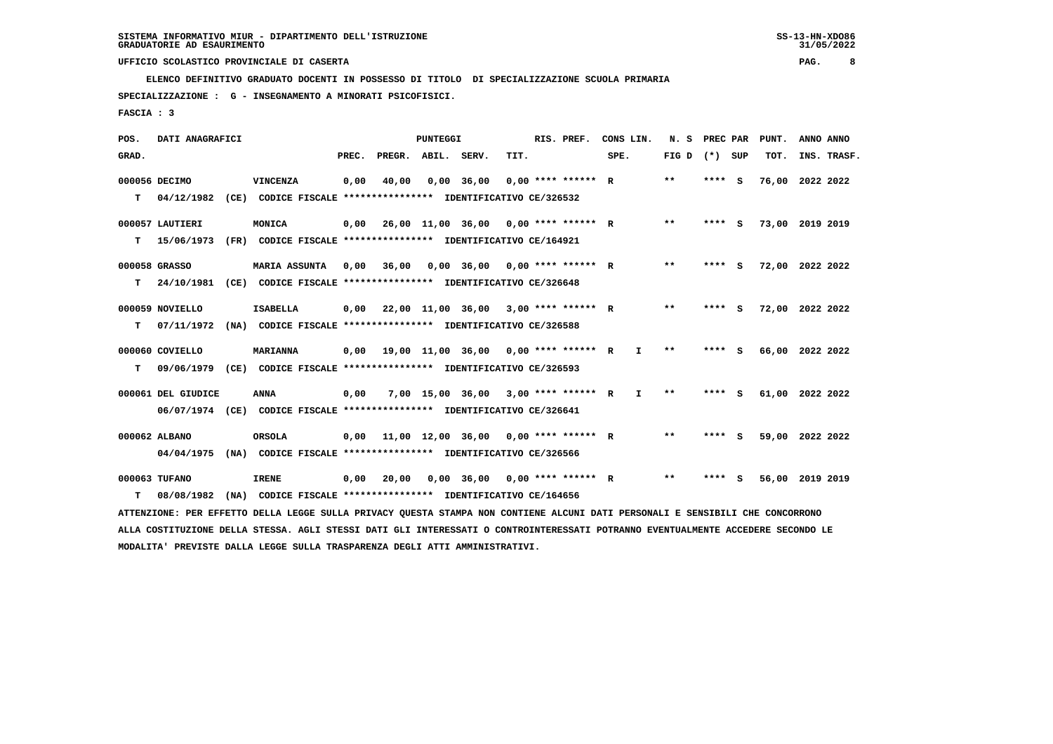SISTEMA INFORMATIVO MIUR - DIPARTIMENTO DELL'ISTRUZIONE
GRADUATORIE AD ESAURIMENTO

UFFICIO SCOLASTICO PROVINCIALE DI CASERTA

ELENCO DEFINITIVO GRADUATO DOCENTI IN POSSESSO DI TITOLO DI SPECIALIZZAZIONE SCUOLA PRIMARIA

SPECIALIZZAZIONE : G - INSEGNAMENTO A MINORATI PSICOFISICI.

FASCIA : 3

| POS. GRAD. | DATI ANAGRAFICI | | PREC. | PREGR. | ABIL. | SERV. | TIT. | RIS. PREF. | CONS LIN. SPE. | N. S FIG D | PREC PAR (*) | SUP | PUNT. TOT. | ANNO INS. | ANNO TRASF. |
|---|---|---|---|---|---|---|---|---|---|---|---|---|---|---|---|
| 000056 | DECIMO | VINCENZA | 0,00 | 40,00 | 0,00 | 36,00 | 0,00 | **** ****** R | | ** | **** | S | 76,00 | 2022 | 2022 |
| T | 04/12/1982 (CE) CODICE FISCALE **************** IDENTIFICATIVO CE/326532 | | | | | | | | | | | | | | |
| 000057 | LAUTIERI | MONICA | 0,00 | 26,00 | 11,00 | 36,00 | 0,00 | **** ****** R | | ** | **** | S | 73,00 | 2019 | 2019 |
| T | 15/06/1973 (FR) CODICE FISCALE **************** IDENTIFICATIVO CE/164921 | | | | | | | | | | | | | | |
| 000058 | GRASSO | MARIA ASSUNTA | 0,00 | 36,00 | 0,00 | 36,00 | 0,00 | **** ****** R | | ** | **** | S | 72,00 | 2022 | 2022 |
| T | 24/10/1981 (CE) CODICE FISCALE **************** IDENTIFICATIVO CE/326648 | | | | | | | | | | | | | | |
| 000059 | NOVIELLO | ISABELLA | 0,00 | 22,00 | 11,00 | 36,00 | 3,00 | **** ****** R | | ** | **** | S | 72,00 | 2022 | 2022 |
| T | 07/11/1972 (NA) CODICE FISCALE **************** IDENTIFICATIVO CE/326588 | | | | | | | | | | | | | | |
| 000060 | COVIELLO | MARIANNA | 0,00 | 19,00 | 11,00 | 36,00 | 0,00 | **** ****** R | I | ** | **** | S | 66,00 | 2022 | 2022 |
| T | 09/06/1979 (CE) CODICE FISCALE **************** IDENTIFICATIVO CE/326593 | | | | | | | | | | | | | | |
| 000061 | DEL GIUDICE | ANNA | 0,00 | 7,00 | 15,00 | 36,00 | 3,00 | **** ****** R | I | ** | **** | S | 61,00 | 2022 | 2022 |
| | 06/07/1974 (CE) CODICE FISCALE **************** IDENTIFICATIVO CE/326641 | | | | | | | | | | | | | | |
| 000062 | ALBANO | ORSOLA | 0,00 | 11,00 | 12,00 | 36,00 | 0,00 | **** ****** R | | ** | **** | S | 59,00 | 2022 | 2022 |
| | 04/04/1975 (NA) CODICE FISCALE **************** IDENTIFICATIVO CE/326566 | | | | | | | | | | | | | | |
| 000063 | TUFANO | IRENE | 0,00 | 20,00 | 0,00 | 36,00 | 0,00 | **** ****** R | | ** | **** | S | 56,00 | 2019 | 2019 |
| T | 08/08/1982 (NA) CODICE FISCALE **************** IDENTIFICATIVO CE/164656 | | | | | | | | | | | | | | |

ATTENZIONE: PER EFFETTO DELLA LEGGE SULLA PRIVACY QUESTA STAMPA NON CONTIENE ALCUNI DATI PERSONALI E SENSIBILI CHE CONCORRONO ALLA COSTITUZIONE DELLA STESSA. AGLI STESSI DATI GLI INTERESSATI O CONTROINTERESSATI POTRANNO EVENTUALMENTE ACCEDERE SECONDO LE MODALITA' PREVISTE DALLA LEGGE SULLA TRASPARENZA DEGLI ATTI AMMINISTRATIVI.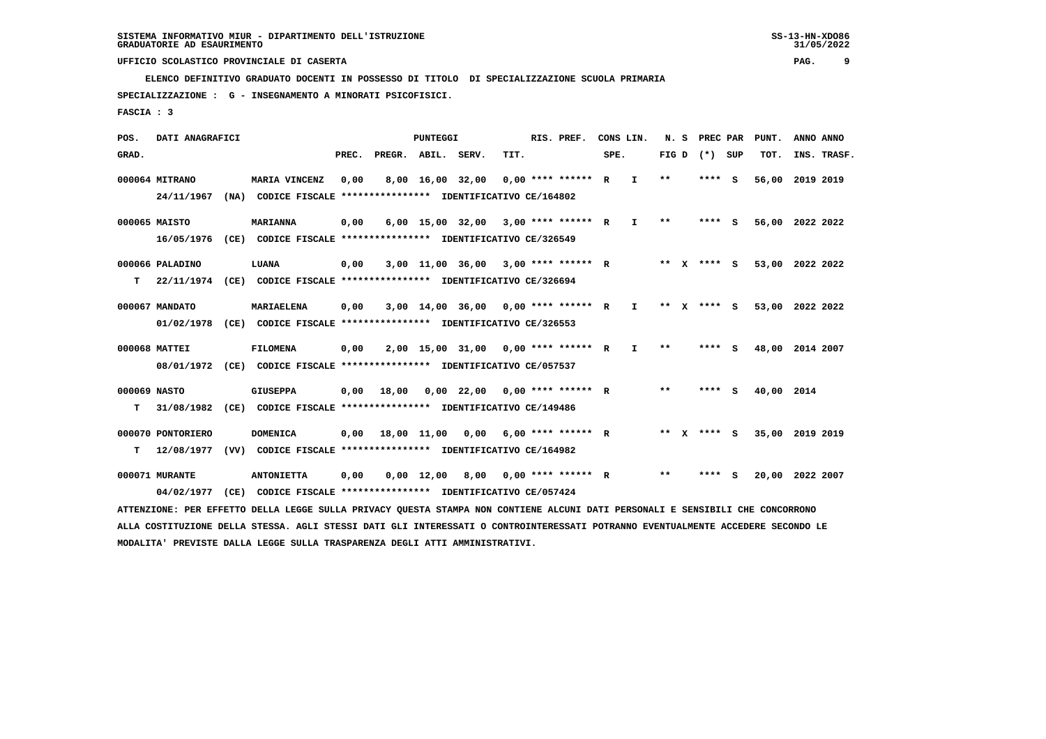SISTEMA INFORMATIVO MIUR - DIPARTIMENTO DELL'ISTRUZIONE
GRADUATORIE AD ESAURIMENTO

UFFICIO SCOLASTICO PROVINCIALE DI CASERTA

ELENCO DEFINITIVO GRADUATO DOCENTI IN POSSESSO DI TITOLO DI SPECIALIZZAZIONE SCUOLA PRIMARIA

SPECIALIZZAZIONE : G - INSEGNAMENTO A MINORATI PSICOFISICI.

FASCIA : 3

| POS. GRAD. | DATI ANAGRAFICI | | PREC. | PREGR. | ABIL. | SERV. | TIT. | RIS. PREF. | CONS LIN. SPE. | | N. S FIG D | PREC PAR (*) SUP | | PUNT. TOT. | ANNO INS. | ANNO TRASF. |
|---|---|---|---|---|---|---|---|---|---|---|---|---|---|---|---|---|
| 000064 | MITRANO | MARIA VINCENZ | 0,00 | 8,00 | 16,00 | 32,00 | 0,00 | **** ****** | R | I | ** | **** | S | 56,00 | 2019 | 2019 |
| | 24/11/1967 (NA) CODICE FISCALE **************** IDENTIFICATIVO CE/164802 | | | | | | | | | | | | | | | |
| 000065 | MAISTO | MARIANNA | 0,00 | 6,00 | 15,00 | 32,00 | 3,00 | **** ****** | R | I | ** | **** | S | 56,00 | 2022 | 2022 |
| | 16/05/1976 (CE) CODICE FISCALE **************** IDENTIFICATIVO CE/326549 | | | | | | | | | | | | | | | |
| 000066 | PALADINO | LUANA | 0,00 | 3,00 | 11,00 | 36,00 | 3,00 | **** ****** | R | | ** X | **** | S | 53,00 | 2022 | 2022 |
| T | 22/11/1974 (CE) CODICE FISCALE **************** IDENTIFICATIVO CE/326694 | | | | | | | | | | | | | | | |
| 000067 | MANDATO | MARIAELENA | 0,00 | 3,00 | 14,00 | 36,00 | 0,00 | **** ****** | R | I | ** X | **** | S | 53,00 | 2022 | 2022 |
| | 01/02/1978 (CE) CODICE FISCALE **************** IDENTIFICATIVO CE/326553 | | | | | | | | | | | | | | | |
| 000068 | MATTEI | FILOMENA | 0,00 | 2,00 | 15,00 | 31,00 | 0,00 | **** ****** | R | I | ** | **** | S | 48,00 | 2014 | 2007 |
| | 08/01/1972 (CE) CODICE FISCALE **************** IDENTIFICATIVO CE/057537 | | | | | | | | | | | | | | | |
| 000069 | NASTO | GIUSEPPA | 0,00 | 18,00 | 0,00 | 22,00 | 0,00 | **** ****** | R | | ** | **** | S | 40,00 | 2014 | |
| T | 31/08/1982 (CE) CODICE FISCALE **************** IDENTIFICATIVO CE/149486 | | | | | | | | | | | | | | | |
| 000070 | PONTORIERO | DOMENICA | 0,00 | 18,00 | 11,00 | 0,00 | 6,00 | **** ****** | R | | ** X | **** | S | 35,00 | 2019 | 2019 |
| T | 12/08/1977 (VV) CODICE FISCALE **************** IDENTIFICATIVO CE/164982 | | | | | | | | | | | | | | | |
| 000071 | MURANTE | ANTONIETTA | 0,00 | 0,00 | 12,00 | 8,00 | 0,00 | **** ****** | R | | ** | **** | S | 20,00 | 2022 | 2007 |
| | 04/02/1977 (CE) CODICE FISCALE **************** IDENTIFICATIVO CE/057424 | | | | | | | | | | | | | | | |

ATTENZIONE: PER EFFETTO DELLA LEGGE SULLA PRIVACY QUESTA STAMPA NON CONTIENE ALCUNI DATI PERSONALI E SENSIBILI CHE CONCORRONO ALLA COSTITUZIONE DELLA STESSA. AGLI STESSI DATI GLI INTERESSATI O CONTROINTERESSATI POTRANNO EVENTUALMENTE ACCEDERE SECONDO LE MODALITA' PREVISTE DALLA LEGGE SULLA TRASPARENZA DEGLI ATTI AMMINISTRATIVI.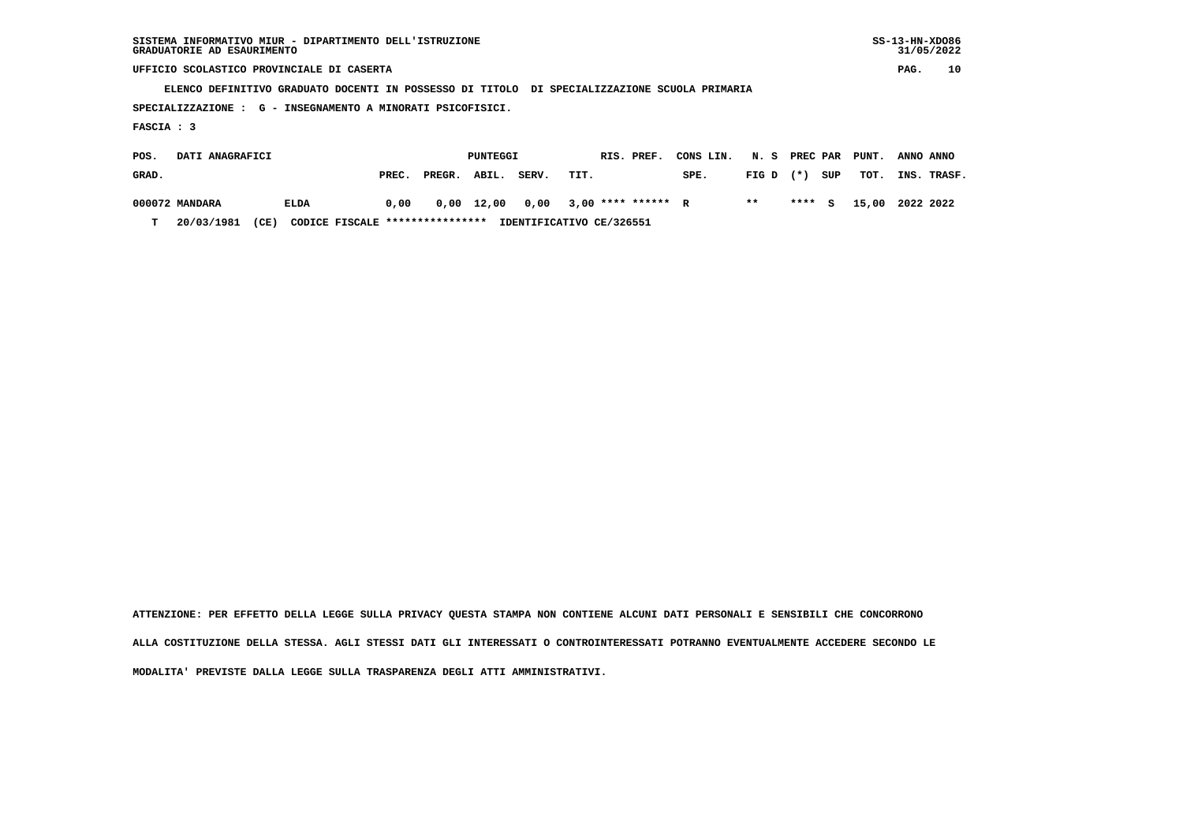SISTEMA INFORMATIVO MIUR - DIPARTIMENTO DELL'ISTRUZIONE
GRADUATORIE AD ESAURIMENTO

UFFICIO SCOLASTICO PROVINCIALE DI CASERTA

ELENCO DEFINITIVO GRADUATO DOCENTI IN POSSESSO DI TITOLO DI SPECIALIZZAZIONE SCUOLA PRIMARIA

SPECIALIZZAZIONE : G - INSEGNAMENTO A MINORATI PSICOFISICI.

FASCIA : 3

| POS. GRAD. | DATI ANAGRAFICI | | PREC. | PREGR. | ABIL. | SERV. | TIT. | RIS. PREF. | CONS LIN. SPE. | N. S FIG D | PREC PAR (*) | SUP | PUNT. TOT. | ANNO INS. | ANNO TRASF. |
|---|---|---|---|---|---|---|---|---|---|---|---|---|---|---|---|
| 000072 | MANDARA | ELDA | 0,00 | 0,00 | 12,00 | 0,00 | 3,00 | **** ****** | R | ** | **** | S | 15,00 | 2022 | 2022 |
| T | 20/03/1981 (CE) | CODICE FISCALE **************** IDENTIFICATIVO CE/326551 | | | | | | | | | | | | | |

ATTENZIONE: PER EFFETTO DELLA LEGGE SULLA PRIVACY QUESTA STAMPA NON CONTIENE ALCUNI DATI PERSONALI E SENSIBILI CHE CONCORRONO ALLA COSTITUZIONE DELLA STESSA. AGLI STESSI DATI GLI INTERESSATI O CONTROINTERESSATI POTRANNO EVENTUALMENTE ACCEDERE SECONDO LE MODALITA' PREVISTE DALLA LEGGE SULLA TRASPARENZA DEGLI ATTI AMMINISTRATIVI.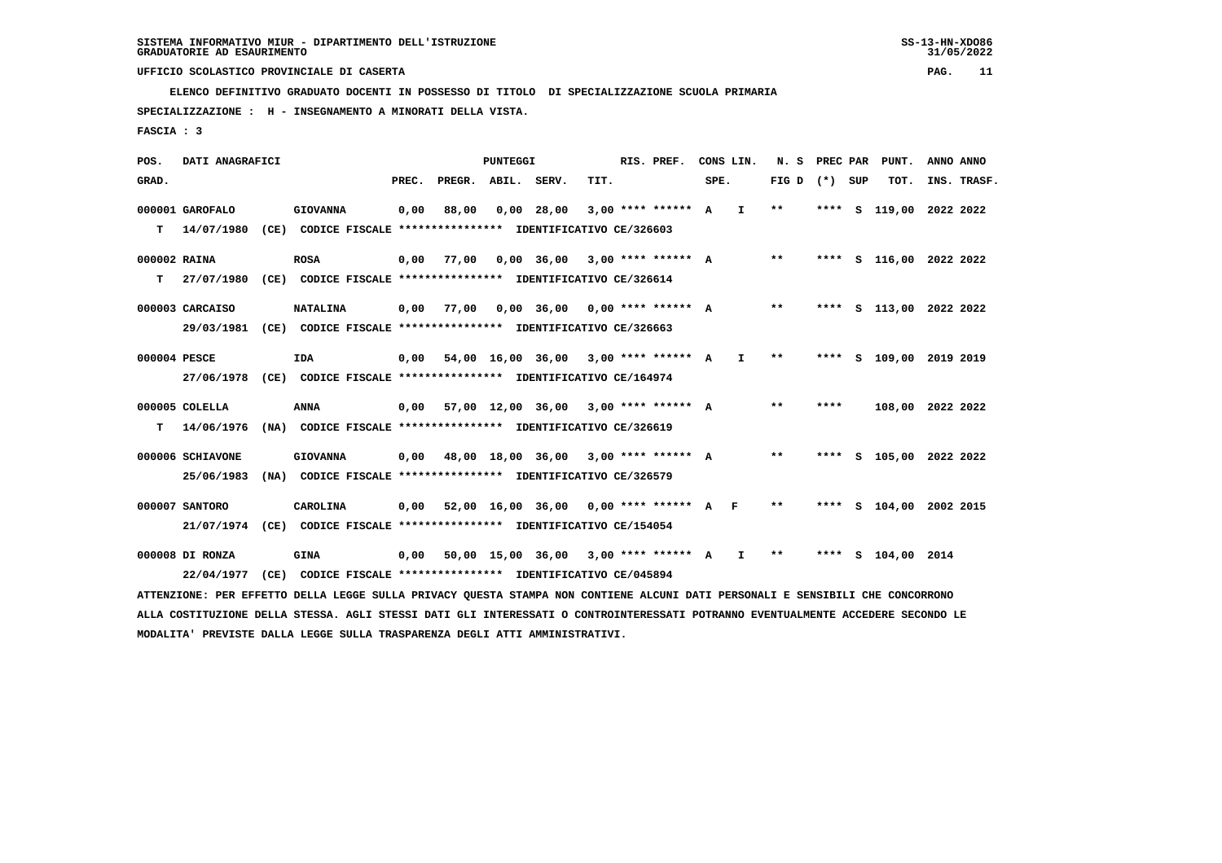SISTEMA INFORMATIVO MIUR - DIPARTIMENTO DELL'ISTRUZIONE
GRADUATORIE AD ESAURIMENTO

UFFICIO SCOLASTICO PROVINCIALE DI CASERTA

**ELENCO DEFINITIVO GRADUATO DOCENTI IN POSSESSO DI TITOLO DI SPECIALIZZAZIONE SCUOLA PRIMARIA**

**SPECIALIZZAZIONE : H - INSEGNAMENTO A MINORATI DELLA VISTA.**

**FASCIA : 3**

| POS. GRAD. | DATI ANAGRAFICI | | PREC. | PREGR. | ABIL. | SERV. | TIT. | RIS. PREF. | CONS LIN. SPE. | | N. S FIG D | PREC PAR (*) | SUP | PUNT. TOT. | ANNO INS. | ANNO TRASF. |
|---|---|---|---|---|---|---|---|---|---|---|---|---|---|---|---|---|
| 000001 | GAROFALO | GIOVANNA | 0,00 | 88,00 | 0,00 | 28,00 | 3,00 | **** ****** | A | I | ** | **** | S | 119,00 | 2022 | 2022 |
| T | 14/07/1980 (CE) CODICE FISCALE **************** IDENTIFICATIVO CE/326603 | | | | | | | | | | | | | | | |
| 000002 | RAINA | ROSA | 0,00 | 77,00 | 0,00 | 36,00 | 3,00 | **** ****** | A | | ** | **** | S | 116,00 | 2022 | 2022 |
| T | 27/07/1980 (CE) CODICE FISCALE **************** IDENTIFICATIVO CE/326614 | | | | | | | | | | | | | | | |
| 000003 | CARCAISO | NATALINA | 0,00 | 77,00 | 0,00 | 36,00 | 0,00 | **** ****** | A | | ** | **** | S | 113,00 | 2022 | 2022 |
| | 29/03/1981 (CE) CODICE FISCALE **************** IDENTIFICATIVO CE/326663 | | | | | | | | | | | | | | | |
| 000004 | PESCE | IDA | 0,00 | 54,00 | 16,00 | 36,00 | 3,00 | **** ****** | A | I | ** | **** | S | 109,00 | 2019 | 2019 |
| | 27/06/1978 (CE) CODICE FISCALE **************** IDENTIFICATIVO CE/164974 | | | | | | | | | | | | | | | |
| 000005 | COLELLA | ANNA | 0,00 | 57,00 | 12,00 | 36,00 | 3,00 | **** ****** | A | | ** | **** | | 108,00 | 2022 | 2022 |
| T | 14/06/1976 (NA) CODICE FISCALE **************** IDENTIFICATIVO CE/326619 | | | | | | | | | | | | | | | |
| 000006 | SCHIAVONE | GIOVANNA | 0,00 | 48,00 | 18,00 | 36,00 | 3,00 | **** ****** | A | | ** | **** | S | 105,00 | 2022 | 2022 |
| | 25/06/1983 (NA) CODICE FISCALE **************** IDENTIFICATIVO CE/326579 | | | | | | | | | | | | | | | |
| 000007 | SANTORO | CAROLINA | 0,00 | 52,00 | 16,00 | 36,00 | 0,00 | **** ****** | A | F | ** | **** | S | 104,00 | 2002 | 2015 |
| | 21/07/1974 (CE) CODICE FISCALE **************** IDENTIFICATIVO CE/154054 | | | | | | | | | | | | | | | |
| 000008 | DI RONZA | GINA | 0,00 | 50,00 | 15,00 | 36,00 | 3,00 | **** ****** | A | I | ** | **** | S | 104,00 | 2014 | |
| | 22/04/1977 (CE) CODICE FISCALE **************** IDENTIFICATIVO CE/045894 | | | | | | | | | | | | | | | |

ATTENZIONE: PER EFFETTO DELLA LEGGE SULLA PRIVACY QUESTA STAMPA NON CONTIENE ALCUNI DATI PERSONALI E SENSIBILI CHE CONCORRONO ALLA COSTITUZIONE DELLA STESSA. AGLI STESSI DATI GLI INTERESSATI O CONTROINTERESSATI POTRANNO EVENTUALMENTE ACCEDERE SECONDO LE MODALITA' PREVISTE DALLA LEGGE SULLA TRASPARENZA DEGLI ATTI AMMINISTRATIVI.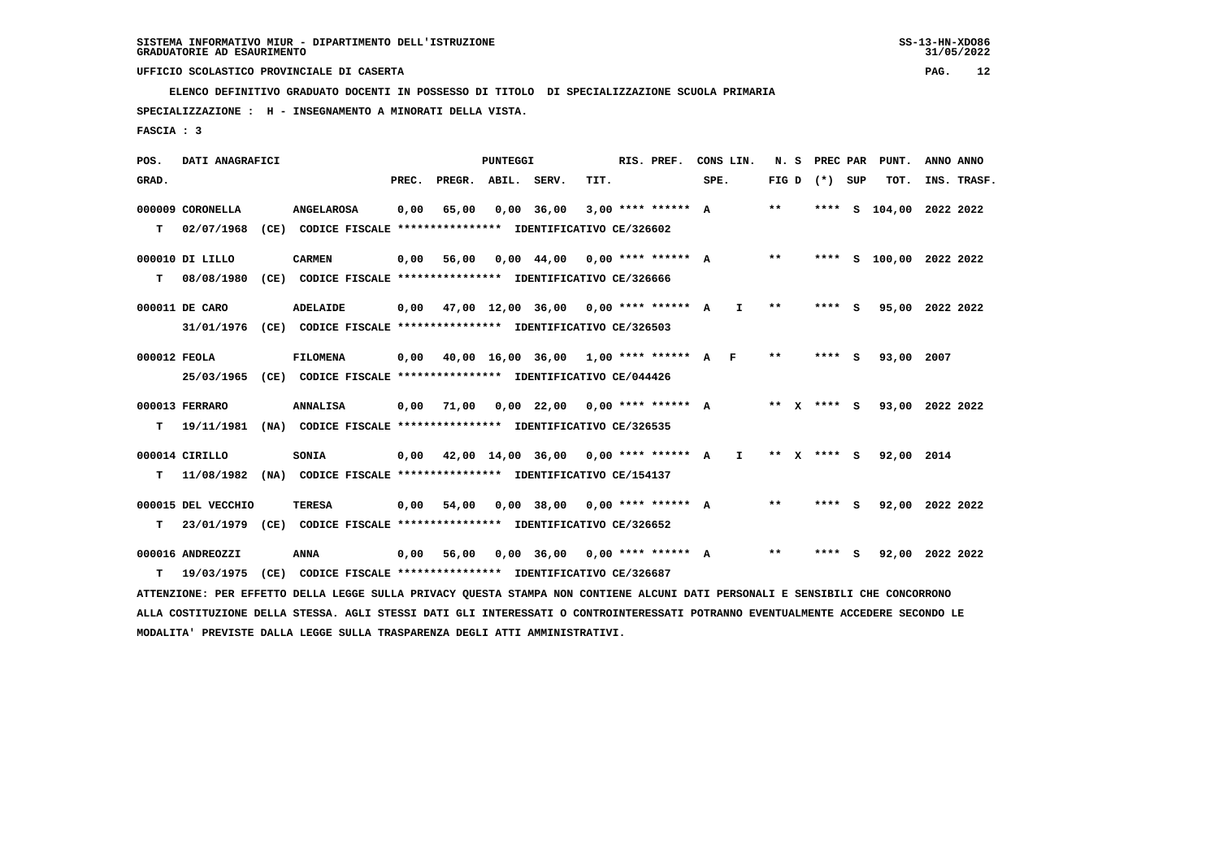SISTEMA INFORMATIVO MIUR - DIPARTIMENTO DELL'ISTRUZIONE
GRADUATORIE AD ESAURIMENTO

UFFICIO SCOLASTICO PROVINCIALE DI CASERTA

**ELENCO DEFINITIVO GRADUATO DOCENTI IN POSSESSO DI TITOLO DI SPECIALIZZAZIONE SCUOLA PRIMARIA**

**SPECIALIZZAZIONE : H - INSEGNAMENTO A MINORATI DELLA VISTA.**

**FASCIA : 3**

| POS. GRAD. | DATI ANAGRAFICI | | PREC. | PREGR. | ABIL. | SERV. | TIT. | RIS. PREF. | CONS LIN. SPE. | N. S FIG D | PREC PAR (*) SUP | PUNT. TOT. | ANNO INS. | ANNO TRASF. |
|---|---|---|---|---|---|---|---|---|---|---|---|---|---|---|
| 000009 | CORONELLA | ANGELAROSA | 0,00 | 65,00 | 0,00 | 36,00 | 3,00 | **** ****** A | | ** | **** S | 104,00 | 2022 | 2022 |
| T | 02/07/1968 (CE) CODICE FISCALE **************** IDENTIFICATIVO CE/326602 | | | | | | | | | | | | | |
| 000010 | DI LILLO | CARMEN | 0,00 | 56,00 | 0,00 | 44,00 | 0,00 | **** ****** A | | ** | **** S | 100,00 | 2022 | 2022 |
| T | 08/08/1980 (CE) CODICE FISCALE **************** IDENTIFICATIVO CE/326666 | | | | | | | | | | | | | |
| 000011 | DE CARO | ADELAIDE | 0,00 | 47,00 | 12,00 | 36,00 | 0,00 | **** ****** A | I | ** | **** S | 95,00 | 2022 | 2022 |
| | 31/01/1976 (CE) CODICE FISCALE **************** IDENTIFICATIVO CE/326503 | | | | | | | | | | | | | |
| 000012 | FEOLA | FILOMENA | 0,00 | 40,00 | 16,00 | 36,00 | 1,00 | **** ****** A | F | ** | **** S | 93,00 | 2007 | |
| | 25/03/1965 (CE) CODICE FISCALE **************** IDENTIFICATIVO CE/044426 | | | | | | | | | | | | | |
| 000013 | FERRARO | ANNALISA | 0,00 | 71,00 | 0,00 | 22,00 | 0,00 | **** ****** A | | ** X | **** S | 93,00 | 2022 | 2022 |
| T | 19/11/1981 (NA) CODICE FISCALE **************** IDENTIFICATIVO CE/326535 | | | | | | | | | | | | | |
| 000014 | CIRILLO | SONIA | 0,00 | 42,00 | 14,00 | 36,00 | 0,00 | **** ****** A | I | ** X | **** S | 92,00 | 2014 | |
| T | 11/08/1982 (NA) CODICE FISCALE **************** IDENTIFICATIVO CE/154137 | | | | | | | | | | | | | |
| 000015 | DEL VECCHIO | TERESA | 0,00 | 54,00 | 0,00 | 38,00 | 0,00 | **** ****** A | | ** | **** S | 92,00 | 2022 | 2022 |
| T | 23/01/1979 (CE) CODICE FISCALE **************** IDENTIFICATIVO CE/326652 | | | | | | | | | | | | | |
| 000016 | ANDREOZZI | ANNA | 0,00 | 56,00 | 0,00 | 36,00 | 0,00 | **** ****** A | | ** | **** S | 92,00 | 2022 | 2022 |
| T | 19/03/1975 (CE) CODICE FISCALE **************** IDENTIFICATIVO CE/326687 | | | | | | | | | | | | | |

ATTENZIONE: PER EFFETTO DELLA LEGGE SULLA PRIVACY QUESTA STAMPA NON CONTIENE ALCUNI DATI PERSONALI E SENSIBILI CHE CONCORRONO ALLA COSTITUZIONE DELLA STESSA. AGLI STESSI DATI GLI INTERESSATI O CONTROINTERESSATI POTRANNO EVENTUALMENTE ACCEDERE SECONDO LE MODALITA' PREVISTE DALLA LEGGE SULLA TRASPARENZA DEGLI ATTI AMMINISTRATIVI.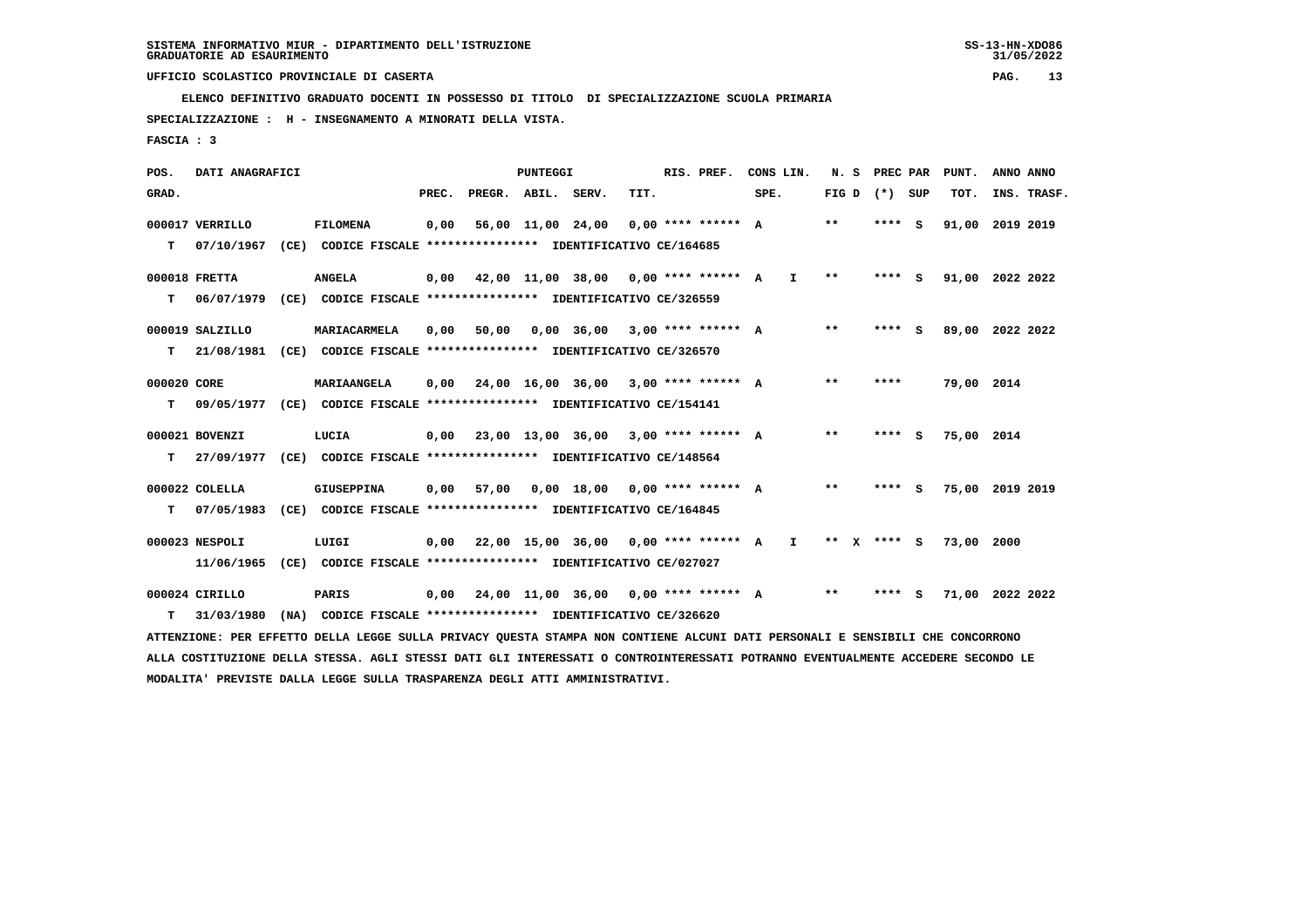SISTEMA INFORMATIVO MIUR - DIPARTIMENTO DELL'ISTRUZIONE
GRADUATORIE AD ESAURIMENTO

UFFICIO SCOLASTICO PROVINCIALE DI CASERTA

ELENCO DEFINITIVO GRADUATO DOCENTI IN POSSESSO DI TITOLO DI SPECIALIZZAZIONE SCUOLA PRIMARIA

SPECIALIZZAZIONE : H - INSEGNAMENTO A MINORATI DELLA VISTA.

FASCIA : 3

| POS. GRAD. | DATI ANAGRAFICI | | PREC. | PREGR. | ABIL. | SERV. | TIT. | RIS. PREF. | CONS LIN. SPE. | N. S FIG D | PREC PAR (*) | SUP | PUNT. TOT. | ANNO INS. | ANNO TRASF. |
|---|---|---|---|---|---|---|---|---|---|---|---|---|---|---|---|
| 000017 | VERRILLO | FILOMENA | 0,00 | 56,00 | 11,00 | 24,00 | 0,00 | **** ****** A | | ** | **** | S | 91,00 | 2019 | 2019 |
| T | 07/10/1967 (CE) CODICE FISCALE **************** IDENTIFICATIVO CE/164685 | | | | | | | | | | | | | | |
| 000018 | FRETTA | ANGELA | 0,00 | 42,00 | 11,00 | 38,00 | 0,00 | **** ****** A | I | ** | **** | S | 91,00 | 2022 | 2022 |
| T | 06/07/1979 (CE) CODICE FISCALE **************** IDENTIFICATIVO CE/326559 | | | | | | | | | | | | | | |
| 000019 | SALZILLO | MARIACARMELA | 0,00 | 50,00 | 0,00 | 36,00 | 3,00 | **** ****** A | | ** | **** | S | 89,00 | 2022 | 2022 |
| T | 21/08/1981 (CE) CODICE FISCALE **************** IDENTIFICATIVO CE/326570 | | | | | | | | | | | | | | |
| 000020 | CORE | MARIAANGELA | 0,00 | 24,00 | 16,00 | 36,00 | 3,00 | **** ****** A | | ** | **** | | 79,00 | 2014 | |
| T | 09/05/1977 (CE) CODICE FISCALE **************** IDENTIFICATIVO CE/154141 | | | | | | | | | | | | | | |
| 000021 | BOVENZI | LUCIA | 0,00 | 23,00 | 13,00 | 36,00 | 3,00 | **** ****** A | | ** | **** | S | 75,00 | 2014 | |
| T | 27/09/1977 (CE) CODICE FISCALE **************** IDENTIFICATIVO CE/148564 | | | | | | | | | | | | | | |
| 000022 | COLELLA | GIUSEPPINA | 0,00 | 57,00 | 0,00 | 18,00 | 0,00 | **** ****** A | | ** | **** | S | 75,00 | 2019 | 2019 |
| T | 07/05/1983 (CE) CODICE FISCALE **************** IDENTIFICATIVO CE/164845 | | | | | | | | | | | | | | |
| 000023 | NESPOLI | LUIGI | 0,00 | 22,00 | 15,00 | 36,00 | 0,00 | **** ****** A | I | ** X | **** | S | 73,00 | 2000 | |
| | 11/06/1965 (CE) CODICE FISCALE **************** IDENTIFICATIVO CE/027027 | | | | | | | | | | | | | | |
| 000024 | CIRILLO | PARIS | 0,00 | 24,00 | 11,00 | 36,00 | 0,00 | **** ****** A | | ** | **** | S | 71,00 | 2022 | 2022 |
| T | 31/03/1980 (NA) CODICE FISCALE **************** IDENTIFICATIVO CE/326620 | | | | | | | | | | | | | | |

ATTENZIONE: PER EFFETTO DELLA LEGGE SULLA PRIVACY QUESTA STAMPA NON CONTIENE ALCUNI DATI PERSONALI E SENSIBILI CHE CONCORRONO ALLA COSTITUZIONE DELLA STESSA. AGLI STESSI DATI GLI INTERESSATI O CONTROINTERESSATI POTRANNO EVENTUALMENTE ACCEDERE SECONDO LE MODALITA' PREVISTE DALLA LEGGE SULLA TRASPARENZA DEGLI ATTI AMMINISTRATIVI.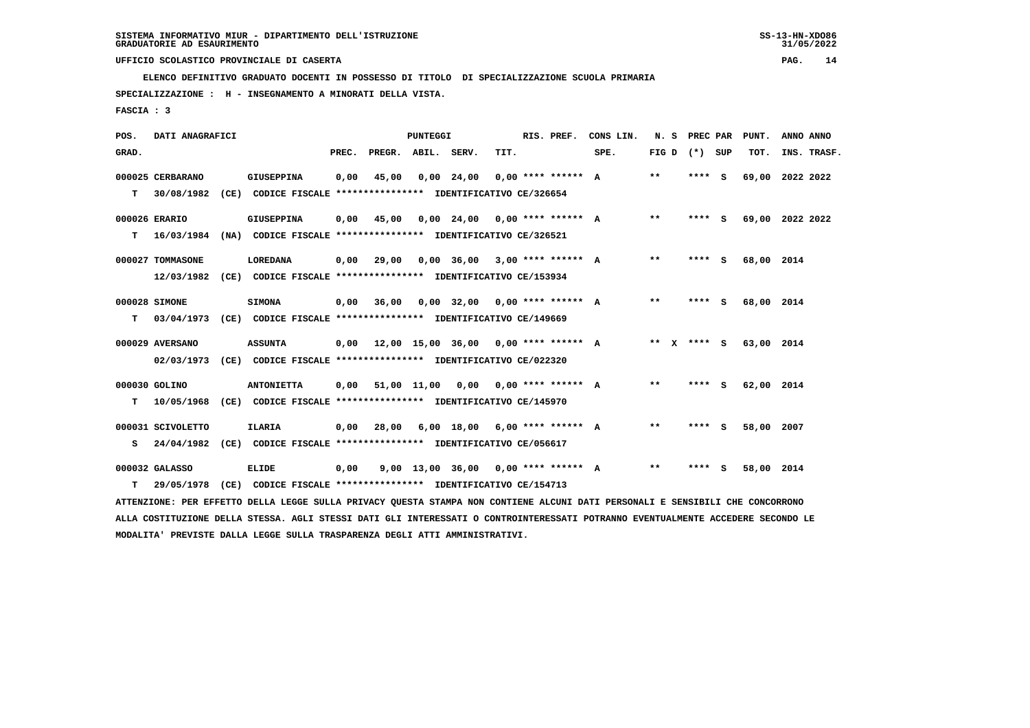SISTEMA INFORMATIVO MIUR - DIPARTIMENTO DELL'ISTRUZIONE
GRADUATORIE AD ESAURIMENTO

UFFICIO SCOLASTICO PROVINCIALE DI CASERTA

ELENCO DEFINITIVO GRADUATO DOCENTI IN POSSESSO DI TITOLO DI SPECIALIZZAZIONE SCUOLA PRIMARIA

SPECIALIZZAZIONE : H - INSEGNAMENTO A MINORATI DELLA VISTA.

FASCIA : 3

| POS. GRAD. | DATI ANAGRAFICI | | PREC. | PREGR. | ABIL. | SERV. | TIT. | RIS. PREF. | CONS LIN. SPE. | N. S FIG D | PREC PAR (*) SUP | PUNT. TOT. | ANNO INS. | ANNO TRASF. |
|---|---|---|---|---|---|---|---|---|---|---|---|---|---|---|
| 000025 | CERBARANO | GIUSEPPINA | 0,00 | 45,00 | 0,00 | 24,00 | 0,00 | **** ****** A | | ** | **** S | 69,00 | 2022 | 2022 |
| T | 30/08/1982 (CE) CODICE FISCALE **************** | IDENTIFICATIVO CE/326654 | | | | | | | | | | | | |
| 000026 | ERARIO | GIUSEPPINA | 0,00 | 45,00 | 0,00 | 24,00 | 0,00 | **** ****** A | | ** | **** S | 69,00 | 2022 | 2022 |
| T | 16/03/1984 (NA) CODICE FISCALE **************** | IDENTIFICATIVO CE/326521 | | | | | | | | | | | | |
| 000027 | TOMMASONE | LOREDANA | 0,00 | 29,00 | 0,00 | 36,00 | 3,00 | **** ****** A | | ** | **** S | 68,00 | 2014 | |
| | 12/03/1982 (CE) CODICE FISCALE **************** | IDENTIFICATIVO CE/153934 | | | | | | | | | | | | |
| 000028 | SIMONE | SIMONA | 0,00 | 36,00 | 0,00 | 32,00 | 0,00 | **** ****** A | | ** | **** S | 68,00 | 2014 | |
| T | 03/04/1973 (CE) CODICE FISCALE **************** | IDENTIFICATIVO CE/149669 | | | | | | | | | | | | |
| 000029 | AVERSANO | ASSUNTA | 0,00 | 12,00 | 15,00 | 36,00 | 0,00 | **** ****** A | | ** X | **** S | 63,00 | 2014 | |
| | 02/03/1973 (CE) CODICE FISCALE **************** | IDENTIFICATIVO CE/022320 | | | | | | | | | | | | |
| 000030 | GOLINO | ANTONIETTA | 0,00 | 51,00 | 11,00 | 0,00 | 0,00 | **** ****** A | | ** | **** S | 62,00 | 2014 | |
| T | 10/05/1968 (CE) CODICE FISCALE **************** | IDENTIFICATIVO CE/145970 | | | | | | | | | | | | |
| 000031 | SCIVOLETTO | ILARIA | 0,00 | 28,00 | 6,00 | 18,00 | 6,00 | **** ****** A | | ** | **** S | 58,00 | 2007 | |
| S | 24/04/1982 (CE) CODICE FISCALE **************** | IDENTIFICATIVO CE/056617 | | | | | | | | | | | | |
| 000032 | GALASSO | ELIDE | 0,00 | 9,00 | 13,00 | 36,00 | 0,00 | **** ****** A | | ** | **** S | 58,00 | 2014 | |
| T | 29/05/1978 (CE) CODICE FISCALE **************** | IDENTIFICATIVO CE/154713 | | | | | | | | | | | | |

ATTENZIONE: PER EFFETTO DELLA LEGGE SULLA PRIVACY QUESTA STAMPA NON CONTIENE ALCUNI DATI PERSONALI E SENSIBILI CHE CONCORRONO ALLA COSTITUZIONE DELLA STESSA. AGLI STESSI DATI GLI INTERESSATI O CONTROINTERESSATI POTRANNO EVENTUALMENTE ACCEDERE SECONDO LE MODALITA' PREVISTE DALLA LEGGE SULLA TRASPARENZA DEGLI ATTI AMMINISTRATIVI.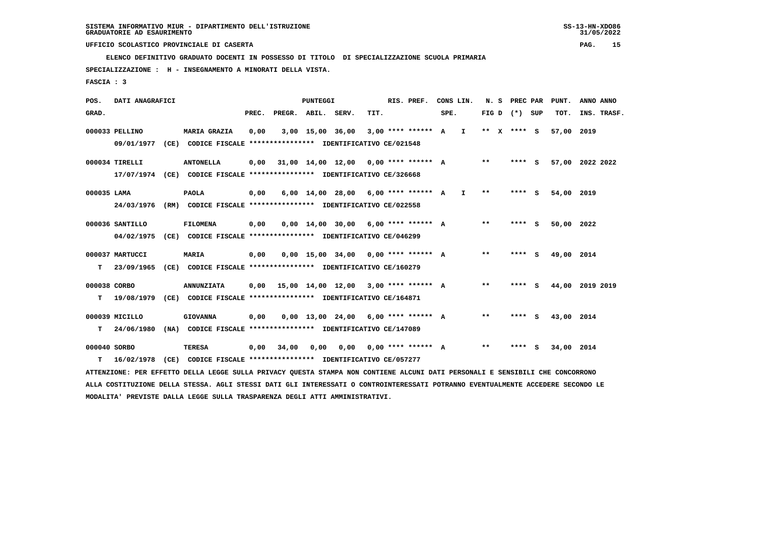SISTEMA INFORMATIVO MIUR - DIPARTIMENTO DELL'ISTRUZIONE
GRADUATORIE AD ESAURIMENTO

UFFICIO SCOLASTICO PROVINCIALE DI CASERTA

ELENCO DEFINITIVO GRADUATO DOCENTI IN POSSESSO DI TITOLO DI SPECIALIZZAZIONE SCUOLA PRIMARIA

SPECIALIZZAZIONE : H - INSEGNAMENTO A MINORATI DELLA VISTA.

FASCIA : 3

| POS. GRAD. | DATI ANAGRAFICI | | PREC. | PREGR. | ABIL. | SERV. | TIT. | RIS. PREF. | CONS LIN. SPE. | | N. S FIG D | PREC PAR (*) | SUP | PUNT. TOT. | ANNO INS. | ANNO TRASF. |
|---|---|---|---|---|---|---|---|---|---|---|---|---|---|---|---|---|
| 000033 | PELLINO | MARIA GRAZIA | 0,00 | 3,00 | 15,00 | 36,00 | 3,00 | **** ****** | A | I | ** X | **** | S | 57,00 | 2019 | |
| | 09/01/1977 (CE) | CODICE FISCALE **************** IDENTIFICATIVO CE/021548 | | | | | | | | | | | | | | |
| 000034 | TIRELLI | ANTONELLA | 0,00 | 31,00 | 14,00 | 12,00 | 0,00 | **** ****** | A | | ** | **** | S | 57,00 | 2022 | 2022 |
| | 17/07/1974 (CE) | CODICE FISCALE **************** IDENTIFICATIVO CE/326668 | | | | | | | | | | | | | | |
| 000035 | LAMA | PAOLA | 0,00 | 6,00 | 14,00 | 28,00 | 6,00 | **** ****** | A | I | ** | **** | S | 54,00 | 2019 | |
| | 24/03/1976 (RM) | CODICE FISCALE **************** IDENTIFICATIVO CE/022558 | | | | | | | | | | | | | | |
| 000036 | SANTILLO | FILOMENA | 0,00 | 0,00 | 14,00 | 30,00 | 6,00 | **** ****** | A | | ** | **** | S | 50,00 | 2022 | |
| | 04/02/1975 (CE) | CODICE FISCALE **************** IDENTIFICATIVO CE/046299 | | | | | | | | | | | | | | |
| 000037 | MARTUCCI | MARIA | 0,00 | 0,00 | 15,00 | 34,00 | 0,00 | **** ****** | A | | ** | **** | S | 49,00 | 2014 | |
| T | 23/09/1965 (CE) | CODICE FISCALE **************** IDENTIFICATIVO CE/160279 | | | | | | | | | | | | | | |
| 000038 | CORBO | ANNUNZIATA | 0,00 | 15,00 | 14,00 | 12,00 | 3,00 | **** ****** | A | | ** | **** | S | 44,00 | 2019 | 2019 |
| T | 19/08/1979 (CE) | CODICE FISCALE **************** IDENTIFICATIVO CE/164871 | | | | | | | | | | | | | | |
| 000039 | MICILLO | GIOVANNA | 0,00 | 0,00 | 13,00 | 24,00 | 6,00 | **** ****** | A | | ** | **** | S | 43,00 | 2014 | |
| T | 24/06/1980 (NA) | CODICE FISCALE **************** IDENTIFICATIVO CE/147089 | | | | | | | | | | | | | | |
| 000040 | SORBO | TERESA | 0,00 | 34,00 | 0,00 | 0,00 | 0,00 | **** ****** | A | | ** | **** | S | 34,00 | 2014 | |
| T | 16/02/1978 (CE) | CODICE FISCALE **************** IDENTIFICATIVO CE/057277 | | | | | | | | | | | | | | |

ATTENZIONE: PER EFFETTO DELLA LEGGE SULLA PRIVACY QUESTA STAMPA NON CONTIENE ALCUNI DATI PERSONALI E SENSIBILI CHE CONCORRONO ALLA COSTITUZIONE DELLA STESSA. AGLI STESSI DATI GLI INTERESSATI O CONTROINTERESSATI POTRANNO EVENTUALMENTE ACCEDERE SECONDO LE MODALITA' PREVISTE DALLA LEGGE SULLA TRASPARENZA DEGLI ATTI AMMINISTRATIVI.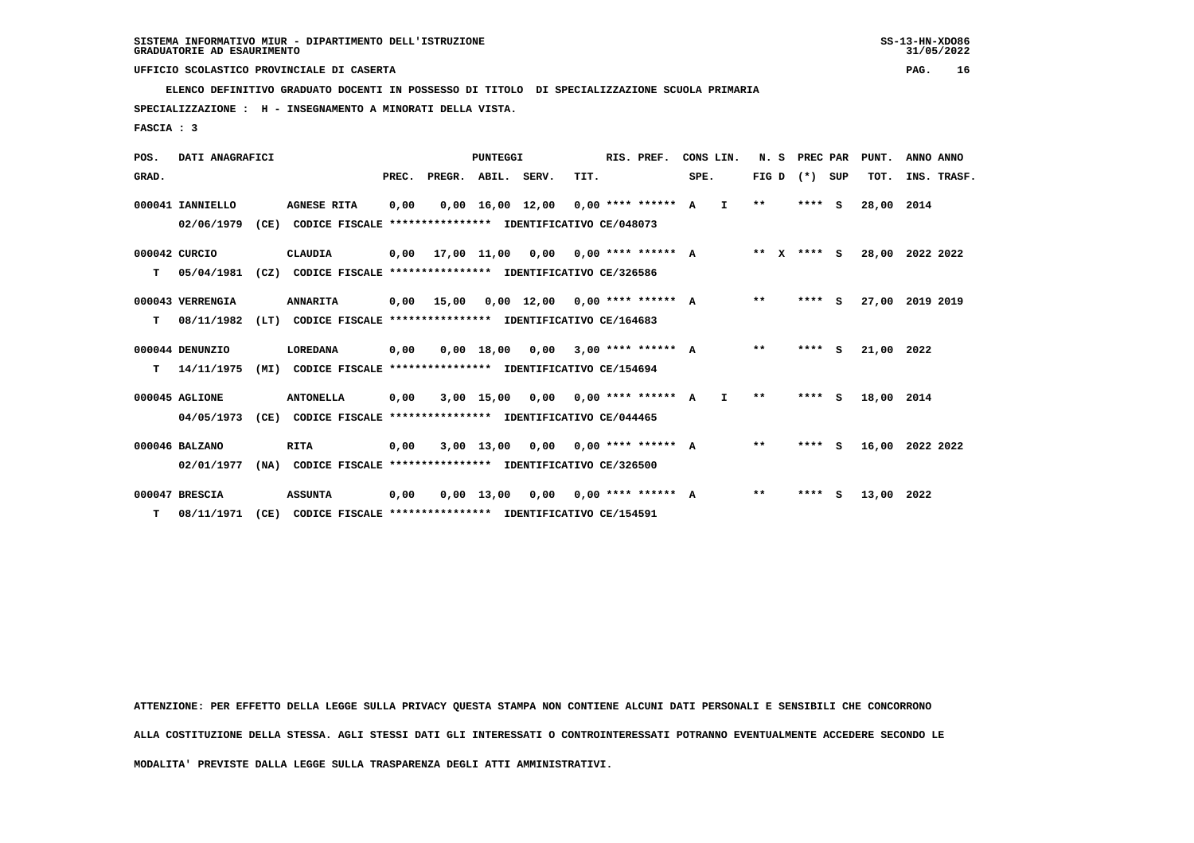SISTEMA INFORMATIVO MIUR - DIPARTIMENTO DELL'ISTRUZIONE
GRADUATORIE AD ESAURIMENTO

UFFICIO SCOLASTICO PROVINCIALE DI CASERTA

ELENCO DEFINITIVO GRADUATO DOCENTI IN POSSESSO DI TITOLO DI SPECIALIZZAZIONE SCUOLA PRIMARIA

SPECIALIZZAZIONE : H - INSEGNAMENTO A MINORATI DELLA VISTA.

FASCIA : 3

| POS. GRAD. | DATI ANAGRAFICI | | PREC. | PREGR. | ABIL. | SERV. | TIT. | RIS. PREF. | CONS LIN. SPE. | | N. S FIG D | PREC PAR (*) | SUP | PUNT. TOT. | ANNO INS. | ANNO TRASF. |
|---|---|---|---|---|---|---|---|---|---|---|---|---|---|---|---|---|
| 000041 | IANNIELLO | AGNESE RITA | 0,00 | 0,00 | 16,00 | 12,00 | 0,00 | **** ****** | A | I | ** | **** | S | 28,00 | 2014 | |
| | 02/06/1979 (CE) | CODICE FISCALE **************** IDENTIFICATIVO CE/048073 | | | | | | | | | | | | | | |
| 000042 | CURCIO | CLAUDIA | 0,00 | 17,00 | 11,00 | 0,00 | 0,00 | **** ****** | A | | ** X | **** | S | 28,00 | 2022 | 2022 |
| T | 05/04/1981 (CZ) | CODICE FISCALE **************** IDENTIFICATIVO CE/326586 | | | | | | | | | | | | | | |
| 000043 | VERRENGIA | ANNARITA | 0,00 | 15,00 | 0,00 | 12,00 | 0,00 | **** ****** | A | | ** | **** | S | 27,00 | 2019 | 2019 |
| T | 08/11/1982 (LT) | CODICE FISCALE **************** IDENTIFICATIVO CE/164683 | | | | | | | | | | | | | | |
| 000044 | DENUNZIO | LOREDANA | 0,00 | 0,00 | 18,00 | 0,00 | 3,00 | **** ****** | A | | ** | **** | S | 21,00 | 2022 | |
| T | 14/11/1975 (MI) | CODICE FISCALE **************** IDENTIFICATIVO CE/154694 | | | | | | | | | | | | | | |
| 000045 | AGLIONE | ANTONELLA | 0,00 | 3,00 | 15,00 | 0,00 | 0,00 | **** ****** | A | I | ** | **** | S | 18,00 | 2014 | |
| | 04/05/1973 (CE) | CODICE FISCALE **************** IDENTIFICATIVO CE/044465 | | | | | | | | | | | | | | |
| 000046 | BALZANO | RITA | 0,00 | 3,00 | 13,00 | 0,00 | 0,00 | **** ****** | A | | ** | **** | S | 16,00 | 2022 | 2022 |
| | 02/01/1977 (NA) | CODICE FISCALE **************** IDENTIFICATIVO CE/326500 | | | | | | | | | | | | | | |
| 000047 | BRESCIA | ASSUNTA | 0,00 | 0,00 | 13,00 | 0,00 | 0,00 | **** ****** | A | | ** | **** | S | 13,00 | 2022 | |
| T | 08/11/1971 (CE) | CODICE FISCALE **************** IDENTIFICATIVO CE/154591 | | | | | | | | | | | | | | |

ATTENZIONE: PER EFFETTO DELLA LEGGE SULLA PRIVACY QUESTA STAMPA NON CONTIENE ALCUNI DATI PERSONALI E SENSIBILI CHE CONCORRONO ALLA COSTITUZIONE DELLA STESSA. AGLI STESSI DATI GLI INTERESSATI O CONTROINTERESSATI POTRANNO EVENTUALMENTE ACCEDERE SECONDO LE MODALITA' PREVISTE DALLA LEGGE SULLA TRASPARENZA DEGLI ATTI AMMINISTRATIVI.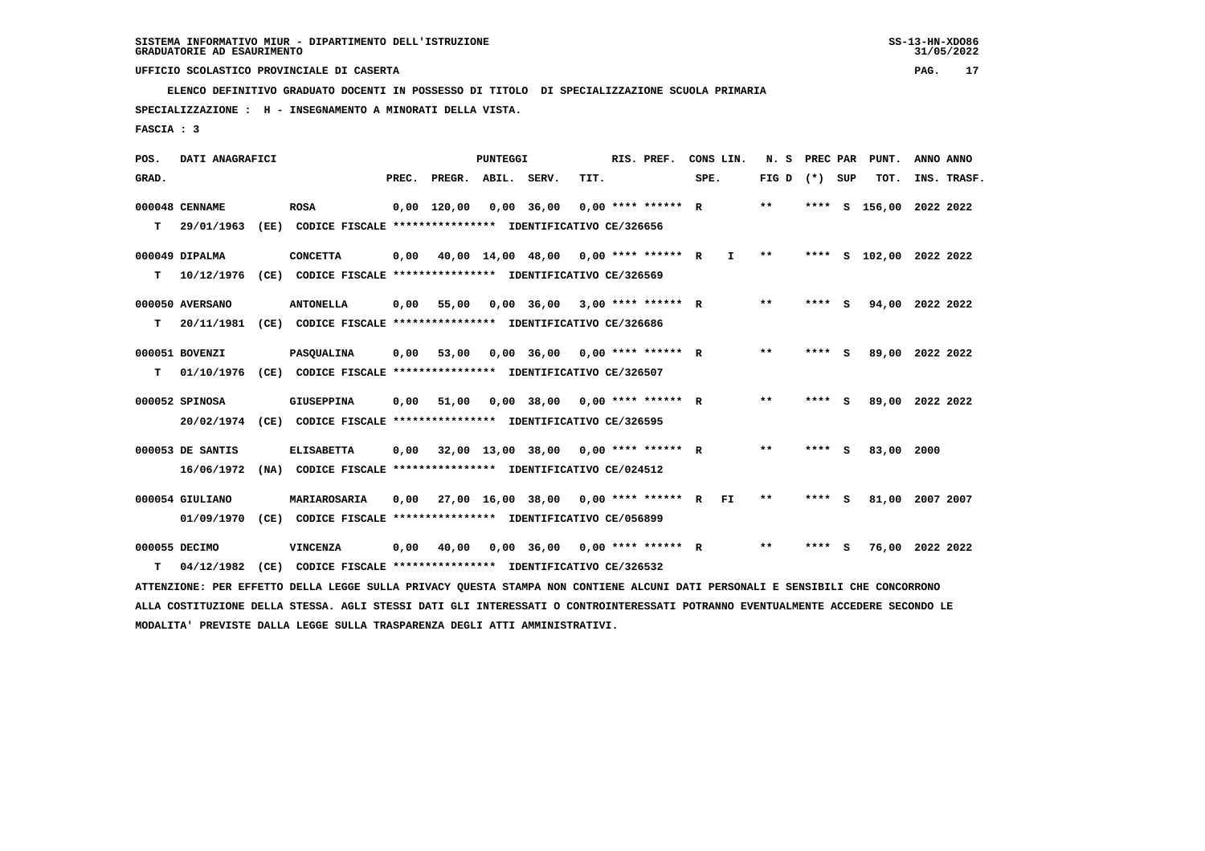SISTEMA INFORMATIVO MIUR - DIPARTIMENTO DELL'ISTRUZIONE
GRADUATORIE AD ESAURIMENTO

UFFICIO SCOLASTICO PROVINCIALE DI CASERTA

ELENCO DEFINITIVO GRADUATO DOCENTI IN POSSESSO DI TITOLO DI SPECIALIZZAZIONE SCUOLA PRIMARIA

SPECIALIZZAZIONE : H - INSEGNAMENTO A MINORATI DELLA VISTA.

FASCIA : 3

| POS. GRAD. | DATI ANAGRAFICI | | PREC. | PREGR. | ABIL. | SERV. | TIT. | RIS. PREF. | CONS LIN. SPE. | N. S FIG D | PREC PAR (*) | SUP | PUNT. TOT. | ANNO INS. | ANNO TRASF. |
|---|---|---|---|---|---|---|---|---|---|---|---|---|---|---|---|
| 000048 | CENNAME | ROSA | 0,00 | 120,00 | 0,00 | 36,00 | 0,00 | **** ****** R | | ** | **** | S | 156,00 | 2022 | 2022 |
| T | 29/01/1963 (EE) CODICE FISCALE **************** | IDENTIFICATIVO CE/326656 | | | | | | | | | | | | | |
| 000049 | DIPALMA | CONCETTA | 0,00 | 40,00 | 14,00 | 48,00 | 0,00 | **** ****** R | I | ** | **** | S | 102,00 | 2022 | 2022 |
| T | 10/12/1976 (CE) CODICE FISCALE **************** | IDENTIFICATIVO CE/326569 | | | | | | | | | | | | | |
| 000050 | AVERSANO | ANTONELLA | 0,00 | 55,00 | 0,00 | 36,00 | 3,00 | **** ****** R | | ** | **** | S | 94,00 | 2022 | 2022 |
| T | 20/11/1981 (CE) CODICE FISCALE **************** | IDENTIFICATIVO CE/326686 | | | | | | | | | | | | | |
| 000051 | BOVENZI | PASQUALINA | 0,00 | 53,00 | 0,00 | 36,00 | 0,00 | **** ****** R | | ** | **** | S | 89,00 | 2022 | 2022 |
| T | 01/10/1976 (CE) CODICE FISCALE **************** | IDENTIFICATIVO CE/326507 | | | | | | | | | | | | | |
| 000052 | SPINOSA | GIUSEPPINA | 0,00 | 51,00 | 0,00 | 38,00 | 0,00 | **** ****** R | | ** | **** | S | 89,00 | 2022 | 2022 |
| | 20/02/1974 (CE) CODICE FISCALE **************** | IDENTIFICATIVO CE/326595 | | | | | | | | | | | | | |
| 000053 | DE SANTIS | ELISABETTA | 0,00 | 32,00 | 13,00 | 38,00 | 0,00 | **** ****** R | | ** | **** | S | 83,00 | 2000 | |
| | 16/06/1972 (NA) CODICE FISCALE **************** | IDENTIFICATIVO CE/024512 | | | | | | | | | | | | | |
| 000054 | GIULIANO | MARIAROSARIA | 0,00 | 27,00 | 16,00 | 38,00 | 0,00 | **** ****** R | FI | ** | **** | S | 81,00 | 2007 | 2007 |
| | 01/09/1970 (CE) CODICE FISCALE **************** | IDENTIFICATIVO CE/056899 | | | | | | | | | | | | | |
| 000055 | DECIMO | VINCENZA | 0,00 | 40,00 | 0,00 | 36,00 | 0,00 | **** ****** R | | ** | **** | S | 76,00 | 2022 | 2022 |
| T | 04/12/1982 (CE) CODICE FISCALE **************** | IDENTIFICATIVO CE/326532 | | | | | | | | | | | | | |

ATTENZIONE: PER EFFETTO DELLA LEGGE SULLA PRIVACY QUESTA STAMPA NON CONTIENE ALCUNI DATI PERSONALI E SENSIBILI CHE CONCORRONO ALLA COSTITUZIONE DELLA STESSA. AGLI STESSI DATI GLI INTERESSATI O CONTROINTERESSATI POTRANNO EVENTUALMENTE ACCEDERE SECONDO LE MODALITA' PREVISTE DALLA LEGGE SULLA TRASPARENZA DEGLI ATTI AMMINISTRATIVI.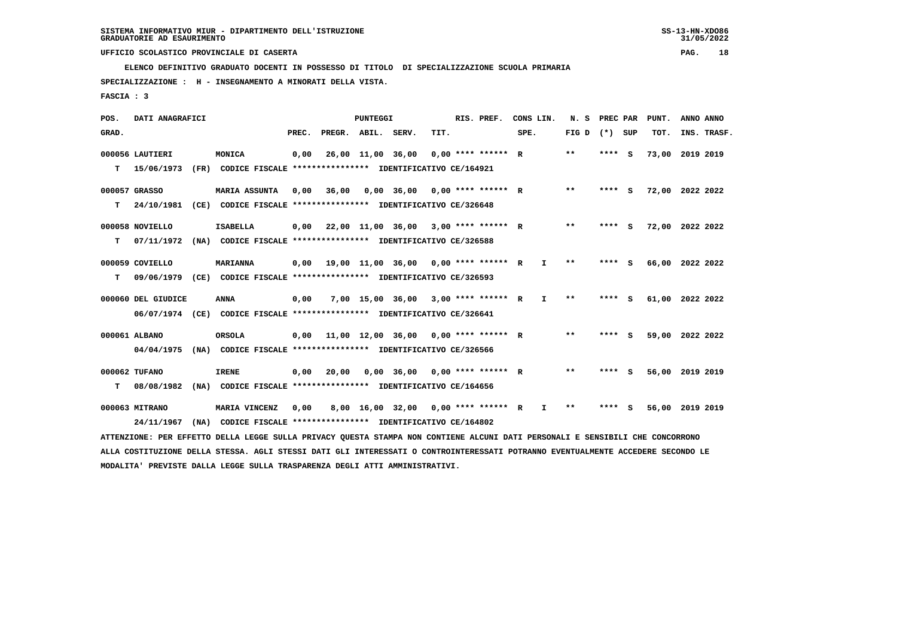SISTEMA INFORMATIVO MIUR - DIPARTIMENTO DELL'ISTRUZIONE
GRADUATORIE AD ESAURIMENTO

UFFICIO SCOLASTICO PROVINCIALE DI CASERTA

ELENCO DEFINITIVO GRADUATO DOCENTI IN POSSESSO DI TITOLO DI SPECIALIZZAZIONE SCUOLA PRIMARIA

SPECIALIZZAZIONE : H - INSEGNAMENTO A MINORATI DELLA VISTA.

FASCIA : 3

| POS. GRAD. | DATI ANAGRAFICI | | PREC. | PREGR. | ABIL. | SERV. | TIT. | RIS. PREF. | CONS LIN. SPE. | | N. S FIG D | PREC PAR (*) | SUP | PUNT. TOT. | ANNO ANNO INS. TRASF. |
|---|---|---|---|---|---|---|---|---|---|---|---|---|---|---|---|
| 000056 | LAUTIERI | MONICA | 0,00 | 26,00 | 11,00 | 36,00 | 0,00 | **** ****** | R | | ** | **** | S | 73,00 | 2019 2019 |
| T | 15/06/1973 (FR) | CODICE FISCALE **************** IDENTIFICATIVO CE/164921 | | | | | | | | | | | | | |
| 000057 | GRASSO | MARIA ASSUNTA | 0,00 | 36,00 | 0,00 | 36,00 | 0,00 | **** ****** | R | | ** | **** | S | 72,00 | 2022 2022 |
| T | 24/10/1981 (CE) | CODICE FISCALE **************** IDENTIFICATIVO CE/326648 | | | | | | | | | | | | | |
| 000058 | NOVIELLO | ISABELLA | 0,00 | 22,00 | 11,00 | 36,00 | 3,00 | **** ****** | R | | ** | **** | S | 72,00 | 2022 2022 |
| T | 07/11/1972 (NA) | CODICE FISCALE **************** IDENTIFICATIVO CE/326588 | | | | | | | | | | | | | |
| 000059 | COVIELLO | MARIANNA | 0,00 | 19,00 | 11,00 | 36,00 | 0,00 | **** ****** | R | I | ** | **** | S | 66,00 | 2022 2022 |
| T | 09/06/1979 (CE) | CODICE FISCALE **************** IDENTIFICATIVO CE/326593 | | | | | | | | | | | | | |
| 000060 | DEL GIUDICE | ANNA | 0,00 | 7,00 | 15,00 | 36,00 | 3,00 | **** ****** | R | I | ** | **** | S | 61,00 | 2022 2022 |
| | 06/07/1974 (CE) | CODICE FISCALE **************** IDENTIFICATIVO CE/326641 | | | | | | | | | | | | | |
| 000061 | ALBANO | ORSOLA | 0,00 | 11,00 | 12,00 | 36,00 | 0,00 | **** ****** | R | | ** | **** | S | 59,00 | 2022 2022 |
| | 04/04/1975 (NA) | CODICE FISCALE **************** IDENTIFICATIVO CE/326566 | | | | | | | | | | | | | |
| 000062 | TUFANO | IRENE | 0,00 | 20,00 | 0,00 | 36,00 | 0,00 | **** ****** | R | | ** | **** | S | 56,00 | 2019 2019 |
| T | 08/08/1982 (NA) | CODICE FISCALE **************** IDENTIFICATIVO CE/164656 | | | | | | | | | | | | | |
| 000063 | MITRANO | MARIA VINCENZ | 0,00 | 8,00 | 16,00 | 32,00 | 0,00 | **** ****** | R | I | ** | **** | S | 56,00 | 2019 2019 |
| | 24/11/1967 (NA) | CODICE FISCALE **************** IDENTIFICATIVO CE/164802 | | | | | | | | | | | | | |

ATTENZIONE: PER EFFETTO DELLA LEGGE SULLA PRIVACY QUESTA STAMPA NON CONTIENE ALCUNI DATI PERSONALI E SENSIBILI CHE CONCORRONO ALLA COSTITUZIONE DELLA STESSA. AGLI STESSI DATI GLI INTERESSATI O CONTROINTERESSATI POTRANNO EVENTUALMENTE ACCEDERE SECONDO LE MODALITA' PREVISTE DALLA LEGGE SULLA TRASPARENZA DEGLI ATTI AMMINISTRATIVI.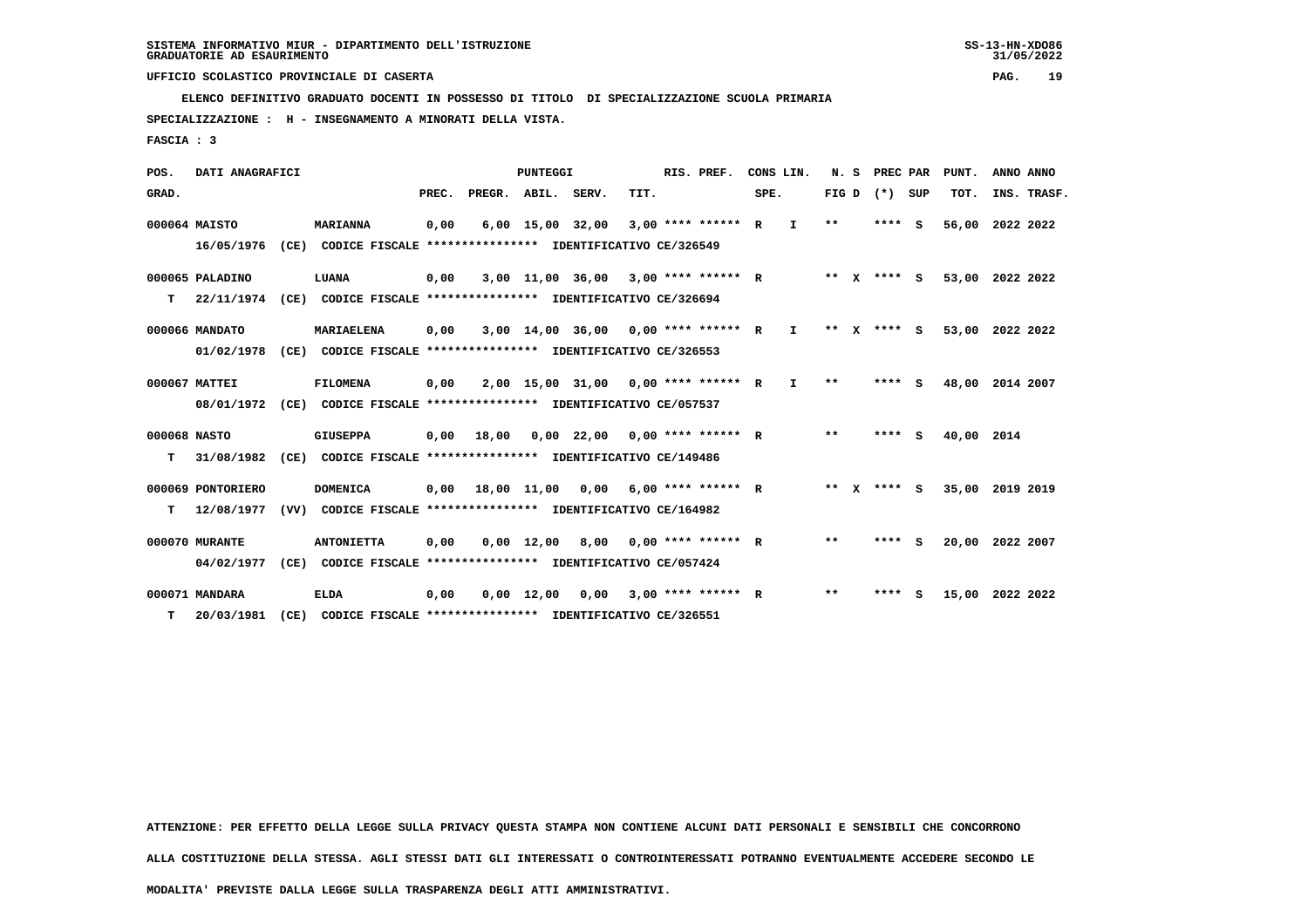SISTEMA INFORMATIVO MIUR - DIPARTIMENTO DELL'ISTRUZIONE
GRADUATORIE AD ESAURIMENTO

UFFICIO SCOLASTICO PROVINCIALE DI CASERTA

**ELENCO DEFINITIVO GRADUATO DOCENTI IN POSSESSO DI TITOLO DI SPECIALIZZAZIONE SCUOLA PRIMARIA**

**SPECIALIZZAZIONE : H - INSEGNAMENTO A MINORATI DELLA VISTA.**

**FASCIA : 3**

| POS. GRAD. | DATI ANAGRAFICI | | PREC. | PREGR. | ABIL. | SERV. | TIT. | RIS. PREF. | CONS LIN. SPE. | | N. S FIG D | PREC PAR (*) SUP | | PUNT. TOT. | ANNO INS. | ANNO TRASF. |
|---|---|---|---|---|---|---|---|---|---|---|---|---|---|---|---|---|
| 000064 | MAISTO | MARIANNA | 0,00 | 6,00 | 15,00 | 32,00 | 3,00 | **** ****** | R | I | ** | **** | S | 56,00 | 2022 | 2022 |
| | 16/05/1976 (CE) CODICE FISCALE **************** IDENTIFICATIVO CE/326549 | | | | | | | | | | | | | | | |
| 000065 | PALADINO | LUANA | 0,00 | 3,00 | 11,00 | 36,00 | 3,00 | **** ****** | R | | ** X | **** | S | 53,00 | 2022 | 2022 |
| T | 22/11/1974 (CE) CODICE FISCALE **************** IDENTIFICATIVO CE/326694 | | | | | | | | | | | | | | | |
| 000066 | MANDATO | MARIAELENA | 0,00 | 3,00 | 14,00 | 36,00 | 0,00 | **** ****** | R | I | ** X | **** | S | 53,00 | 2022 | 2022 |
| | 01/02/1978 (CE) CODICE FISCALE **************** IDENTIFICATIVO CE/326553 | | | | | | | | | | | | | | | |
| 000067 | MATTEI | FILOMENA | 0,00 | 2,00 | 15,00 | 31,00 | 0,00 | **** ****** | R | I | ** | **** | S | 48,00 | 2014 | 2007 |
| | 08/01/1972 (CE) CODICE FISCALE **************** IDENTIFICATIVO CE/057537 | | | | | | | | | | | | | | | |
| 000068 | NASTO | GIUSEPPA | 0,00 | 18,00 | 0,00 | 22,00 | 0,00 | **** ****** | R | | ** | **** | S | 40,00 | 2014 | |
| T | 31/08/1982 (CE) CODICE FISCALE **************** IDENTIFICATIVO CE/149486 | | | | | | | | | | | | | | | |
| 000069 | PONTORIERO | DOMENICA | 0,00 | 18,00 | 11,00 | 0,00 | 6,00 | **** ****** | R | | ** X | **** | S | 35,00 | 2019 | 2019 |
| T | 12/08/1977 (VV) CODICE FISCALE **************** IDENTIFICATIVO CE/164982 | | | | | | | | | | | | | | | |
| 000070 | MURANTE | ANTONIETTA | 0,00 | 0,00 | 12,00 | 8,00 | 0,00 | **** ****** | R | | ** | **** | S | 20,00 | 2022 | 2007 |
| | 04/02/1977 (CE) CODICE FISCALE **************** IDENTIFICATIVO CE/057424 | | | | | | | | | | | | | | | |
| 000071 | MANDARA | ELDA | 0,00 | 0,00 | 12,00 | 0,00 | 3,00 | **** ****** | R | | ** | **** | S | 15,00 | 2022 | 2022 |
| T | 20/03/1981 (CE) CODICE FISCALE **************** IDENTIFICATIVO CE/326551 | | | | | | | | | | | | | | | |

ATTENZIONE: PER EFFETTO DELLA LEGGE SULLA PRIVACY QUESTA STAMPA NON CONTIENE ALCUNI DATI PERSONALI E SENSIBILI CHE CONCORRONO ALLA COSTITUZIONE DELLA STESSA. AGLI STESSI DATI GLI INTERESSATI O CONTROINTERESSATI POTRANNO EVENTUALMENTE ACCEDERE SECONDO LE MODALITA' PREVISTE DALLA LEGGE SULLA TRASPARENZA DEGLI ATTI AMMINISTRATIVI.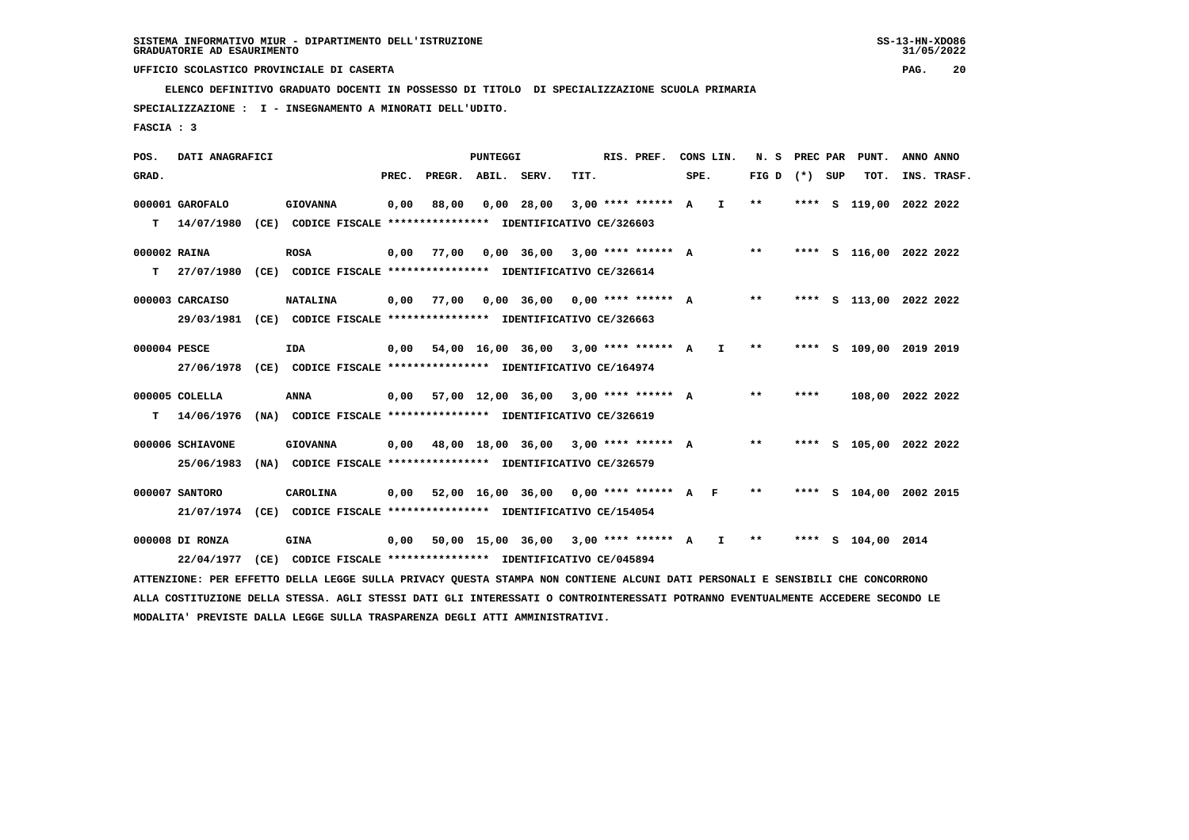SISTEMA INFORMATIVO MIUR - DIPARTIMENTO DELL'ISTRUZIONE
GRADUATORIE AD ESAURIMENTO

UFFICIO SCOLASTICO PROVINCIALE DI CASERTA

ELENCO DEFINITIVO GRADUATO DOCENTI IN POSSESSO DI TITOLO DI SPECIALIZZAZIONE SCUOLA PRIMARIA

SPECIALIZZAZIONE : I - INSEGNAMENTO A MINORATI DELL'UDITO.

FASCIA : 3

| POS. GRAD. | DATI ANAGRAFICI | | PREC. | PREGR. | ABIL. | SERV. | TIT. | RIS. PREF. | CONS LIN. SPE. | | N. S FIG D | PREC PAR (*) | SUP | PUNT. TOT. | ANNO INS. | ANNO TRASF. |
|---|---|---|---|---|---|---|---|---|---|---|---|---|---|---|---|---|
| 000001 | GAROFALO | GIOVANNA | 0,00 | 88,00 | 0,00 | 28,00 | 3,00 | **** ****** | A | I | ** | **** | S | 119,00 | 2022 | 2022 |
| T | 14/07/1980 (CE) | CODICE FISCALE **************** IDENTIFICATIVO CE/326603 | | | | | | | | | | | | | | |
| 000002 | RAINA | ROSA | 0,00 | 77,00 | 0,00 | 36,00 | 3,00 | **** ****** | A | | ** | **** | S | 116,00 | 2022 | 2022 |
| T | 27/07/1980 (CE) | CODICE FISCALE **************** IDENTIFICATIVO CE/326614 | | | | | | | | | | | | | | |
| 000003 | CARCAISO | NATALINA | 0,00 | 77,00 | 0,00 | 36,00 | 0,00 | **** ****** | A | | ** | **** | S | 113,00 | 2022 | 2022 |
| | 29/03/1981 (CE) | CODICE FISCALE **************** IDENTIFICATIVO CE/326663 | | | | | | | | | | | | | | |
| 000004 | PESCE | IDA | 0,00 | 54,00 | 16,00 | 36,00 | 3,00 | **** ****** | A | I | ** | **** | S | 109,00 | 2019 | 2019 |
| | 27/06/1978 (CE) | CODICE FISCALE **************** IDENTIFICATIVO CE/164974 | | | | | | | | | | | | | | |
| 000005 | COLELLA | ANNA | 0,00 | 57,00 | 12,00 | 36,00 | 3,00 | **** ****** | A | | ** | **** | | 108,00 | 2022 | 2022 |
| T | 14/06/1976 (NA) | CODICE FISCALE **************** IDENTIFICATIVO CE/326619 | | | | | | | | | | | | | | |
| 000006 | SCHIAVONE | GIOVANNA | 0,00 | 48,00 | 18,00 | 36,00 | 3,00 | **** ****** | A | | ** | **** | S | 105,00 | 2022 | 2022 |
| | 25/06/1983 (NA) | CODICE FISCALE **************** IDENTIFICATIVO CE/326579 | | | | | | | | | | | | | | |
| 000007 | SANTORO | CAROLINA | 0,00 | 52,00 | 16,00 | 36,00 | 0,00 | **** ****** | A | F | ** | **** | S | 104,00 | 2002 | 2015 |
| | 21/07/1974 (CE) | CODICE FISCALE **************** IDENTIFICATIVO CE/154054 | | | | | | | | | | | | | | |
| 000008 | DI RONZA | GINA | 0,00 | 50,00 | 15,00 | 36,00 | 3,00 | **** ****** | A | I | ** | **** | S | 104,00 | 2014 | |
| | 22/04/1977 (CE) | CODICE FISCALE **************** IDENTIFICATIVO CE/045894 | | | | | | | | | | | | | | |

ATTENZIONE: PER EFFETTO DELLA LEGGE SULLA PRIVACY QUESTA STAMPA NON CONTIENE ALCUNI DATI PERSONALI E SENSIBILI CHE CONCORRONO ALLA COSTITUZIONE DELLA STESSA. AGLI STESSI DATI GLI INTERESSATI O CONTROINTERESSATI POTRANNO EVENTUALMENTE ACCEDERE SECONDO LE MODALITA' PREVISTE DALLA LEGGE SULLA TRASPARENZA DEGLI ATTI AMMINISTRATIVI.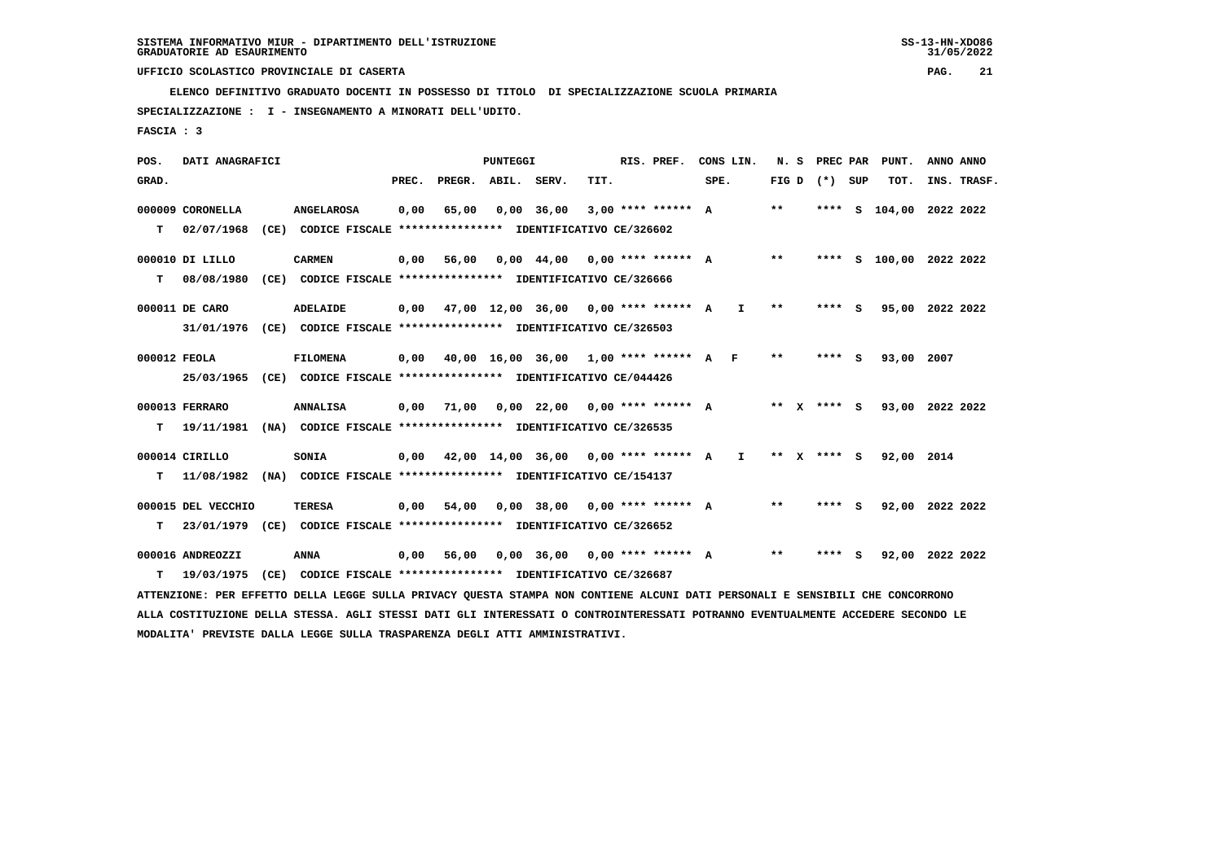SISTEMA INFORMATIVO MIUR - DIPARTIMENTO DELL'ISTRUZIONE
GRADUATORIE AD ESAURIMENTO

UFFICIO SCOLASTICO PROVINCIALE DI CASERTA

**ELENCO DEFINITIVO GRADUATO DOCENTI IN POSSESSO DI TITOLO DI SPECIALIZZAZIONE SCUOLA PRIMARIA**

**SPECIALIZZAZIONE : I - INSEGNAMENTO A MINORATI DELL'UDITO.**

**FASCIA : 3**

| POS. GRAD. | DATI ANAGRAFICI | | PREC. | PREGR. | ABIL. | SERV. | TIT. | RIS. PREF. | CONS LIN. SPE. | N. S FIG D | PREC PAR (*) SUP | PUNT. TOT. | ANNO INS. | ANNO TRASF. |
|---|---|---|---|---|---|---|---|---|---|---|---|---|---|---|
| 000009 | CORONELLA | ANGELAROSA | 0,00 | 65,00 | 0,00 | 36,00 | 3,00 | **** ****** A | | ** | **** S | 104,00 | 2022 | 2022 |
| T | 02/07/1968 (CE) CODICE FISCALE **************** IDENTIFICATIVO CE/326602 | | | | | | | | | | | | | |
| 000010 | DI LILLO | CARMEN | 0,00 | 56,00 | 0,00 | 44,00 | 0,00 | **** ****** A | | ** | **** S | 100,00 | 2022 | 2022 |
| T | 08/08/1980 (CE) CODICE FISCALE **************** IDENTIFICATIVO CE/326666 | | | | | | | | | | | | | |
| 000011 | DE CARO | ADELAIDE | 0,00 | 47,00 | 12,00 | 36,00 | 0,00 | **** ****** A | I | ** | **** S | 95,00 | 2022 | 2022 |
| | 31/01/1976 (CE) CODICE FISCALE **************** IDENTIFICATIVO CE/326503 | | | | | | | | | | | | | |
| 000012 | FEOLA | FILOMENA | 0,00 | 40,00 | 16,00 | 36,00 | 1,00 | **** ****** A | F | ** | **** S | 93,00 | 2007 | |
| | 25/03/1965 (CE) CODICE FISCALE **************** IDENTIFICATIVO CE/044426 | | | | | | | | | | | | | |
| 000013 | FERRARO | ANNALISA | 0,00 | 71,00 | 0,00 | 22,00 | 0,00 | **** ****** A | | ** X | **** S | 93,00 | 2022 | 2022 |
| T | 19/11/1981 (NA) CODICE FISCALE **************** IDENTIFICATIVO CE/326535 | | | | | | | | | | | | | |
| 000014 | CIRILLO | SONIA | 0,00 | 42,00 | 14,00 | 36,00 | 0,00 | **** ****** A | I | ** X | **** S | 92,00 | 2014 | |
| T | 11/08/1982 (NA) CODICE FISCALE **************** IDENTIFICATIVO CE/154137 | | | | | | | | | | | | | |
| 000015 | DEL VECCHIO | TERESA | 0,00 | 54,00 | 0,00 | 38,00 | 0,00 | **** ****** A | | ** | **** S | 92,00 | 2022 | 2022 |
| T | 23/01/1979 (CE) CODICE FISCALE **************** IDENTIFICATIVO CE/326652 | | | | | | | | | | | | | |
| 000016 | ANDREOZZI | ANNA | 0,00 | 56,00 | 0,00 | 36,00 | 0,00 | **** ****** A | | ** | **** S | 92,00 | 2022 | 2022 |
| T | 19/03/1975 (CE) CODICE FISCALE **************** IDENTIFICATIVO CE/326687 | | | | | | | | | | | | | |

ATTENZIONE: PER EFFETTO DELLA LEGGE SULLA PRIVACY QUESTA STAMPA NON CONTIENE ALCUNI DATI PERSONALI E SENSIBILI CHE CONCORRONO ALLA COSTITUZIONE DELLA STESSA. AGLI STESSI DATI GLI INTERESSATI O CONTROINTERESSATI POTRANNO EVENTUALMENTE ACCEDERE SECONDO LE MODALITA' PREVISTE DALLA LEGGE SULLA TRASPARENZA DEGLI ATTI AMMINISTRATIVI.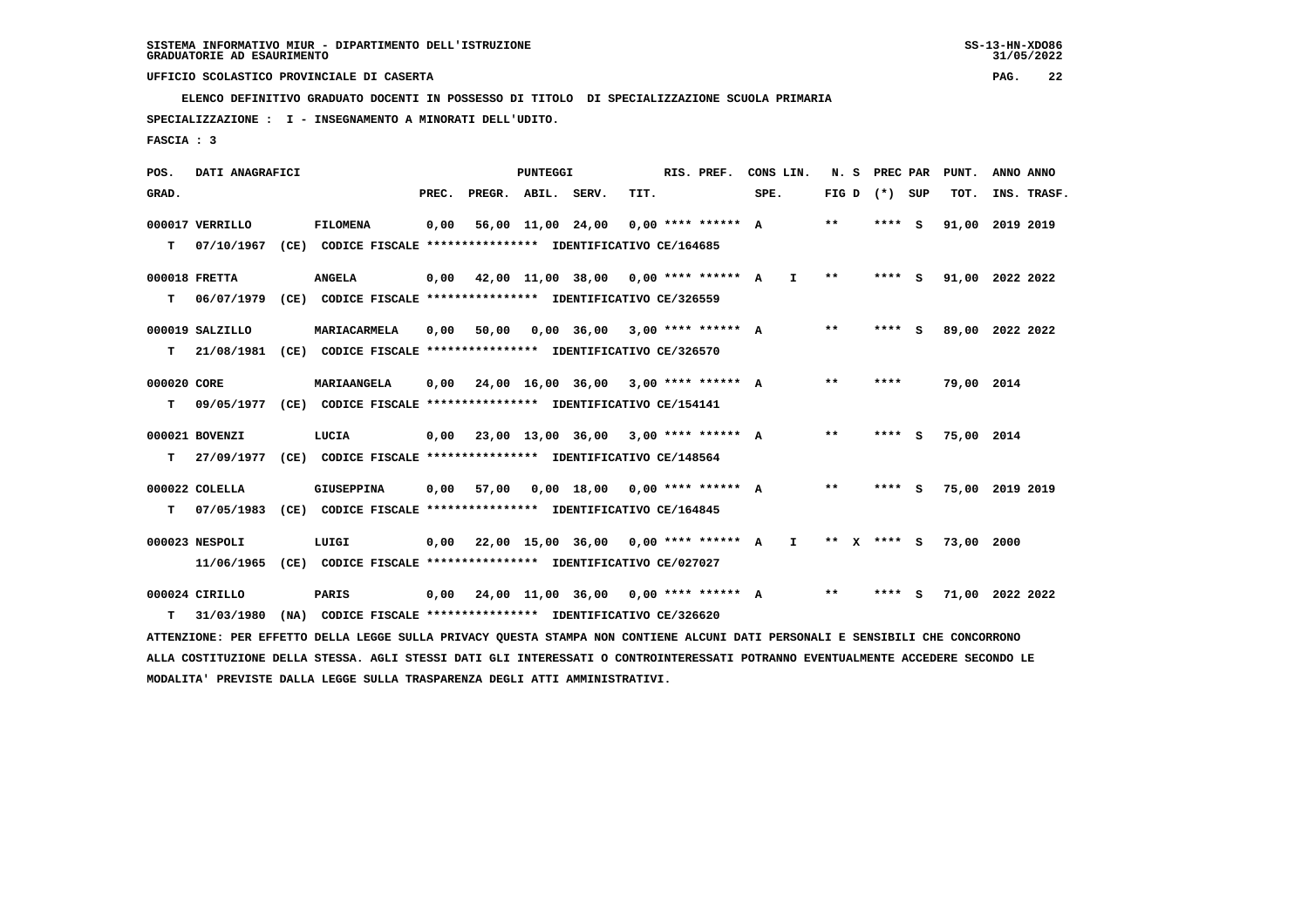SISTEMA INFORMATIVO MIUR - DIPARTIMENTO DELL'ISTRUZIONE
GRADUATORIE AD ESAURIMENTO

UFFICIO SCOLASTICO PROVINCIALE DI CASERTA

ELENCO DEFINITIVO GRADUATO DOCENTI IN POSSESSO DI TITOLO DI SPECIALIZZAZIONE SCUOLA PRIMARIA

SPECIALIZZAZIONE : I - INSEGNAMENTO A MINORATI DELL'UDITO.

FASCIA : 3

| POS. GRAD. | DATI ANAGRAFICI | | PREC. | PREGR. | ABIL. | SERV. | TIT. | RIS. PREF. | CONS LIN. SPE. | | N. S FIG D | PREC PAR (*) | SUP | PUNT. TOT. | ANNO INS. | ANNO TRASF. |
|---|---|---|---|---|---|---|---|---|---|---|---|---|---|---|---|---|
| 000017 | VERRILLO | FILOMENA | 0,00 | 56,00 | 11,00 | 24,00 | 0,00 | **** ****** | A | | ** | **** | S | 91,00 | 2019 | 2019 |
| T | 07/10/1967 (CE) CODICE FISCALE **************** IDENTIFICATIVO CE/164685 | | | | | | | | | | | | | | | |
| 000018 | FRETTA | ANGELA | 0,00 | 42,00 | 11,00 | 38,00 | 0,00 | **** ****** | A | I | ** | **** | S | 91,00 | 2022 | 2022 |
| T | 06/07/1979 (CE) CODICE FISCALE **************** IDENTIFICATIVO CE/326559 | | | | | | | | | | | | | | | |
| 000019 | SALZILLO | MARIACARMELA | 0,00 | 50,00 | 0,00 | 36,00 | 3,00 | **** ****** | A | | ** | **** | S | 89,00 | 2022 | 2022 |
| T | 21/08/1981 (CE) CODICE FISCALE **************** IDENTIFICATIVO CE/326570 | | | | | | | | | | | | | | | |
| 000020 | CORE | MARIAANGELA | 0,00 | 24,00 | 16,00 | 36,00 | 3,00 | **** ****** | A | | ** | **** | | 79,00 | 2014 | |
| T | 09/05/1977 (CE) CODICE FISCALE **************** IDENTIFICATIVO CE/154141 | | | | | | | | | | | | | | | |
| 000021 | BOVENZI | LUCIA | 0,00 | 23,00 | 13,00 | 36,00 | 3,00 | **** ****** | A | | ** | **** | S | 75,00 | 2014 | |
| T | 27/09/1977 (CE) CODICE FISCALE **************** IDENTIFICATIVO CE/148564 | | | | | | | | | | | | | | | |
| 000022 | COLELLA | GIUSEPPINA | 0,00 | 57,00 | 0,00 | 18,00 | 0,00 | **** ****** | A | | ** | **** | S | 75,00 | 2019 | 2019 |
| T | 07/05/1983 (CE) CODICE FISCALE **************** IDENTIFICATIVO CE/164845 | | | | | | | | | | | | | | | |
| 000023 | NESPOLI | LUIGI | 0,00 | 22,00 | 15,00 | 36,00 | 0,00 | **** ****** | A | I | ** X | **** | S | 73,00 | 2000 | |
| | 11/06/1965 (CE) CODICE FISCALE **************** IDENTIFICATIVO CE/027027 | | | | | | | | | | | | | | | |
| 000024 | CIRILLO | PARIS | 0,00 | 24,00 | 11,00 | 36,00 | 0,00 | **** ****** | A | | ** | **** | S | 71,00 | 2022 | 2022 |
| T | 31/03/1980 (NA) CODICE FISCALE **************** IDENTIFICATIVO CE/326620 | | | | | | | | | | | | | | | |

ATTENZIONE: PER EFFETTO DELLA LEGGE SULLA PRIVACY QUESTA STAMPA NON CONTIENE ALCUNI DATI PERSONALI E SENSIBILI CHE CONCORRONO ALLA COSTITUZIONE DELLA STESSA. AGLI STESSI DATI GLI INTERESSATI O CONTROINTERESSATI POTRANNO EVENTUALMENTE ACCEDERE SECONDO LE MODALITA' PREVISTE DALLA LEGGE SULLA TRASPARENZA DEGLI ATTI AMMINISTRATIVI.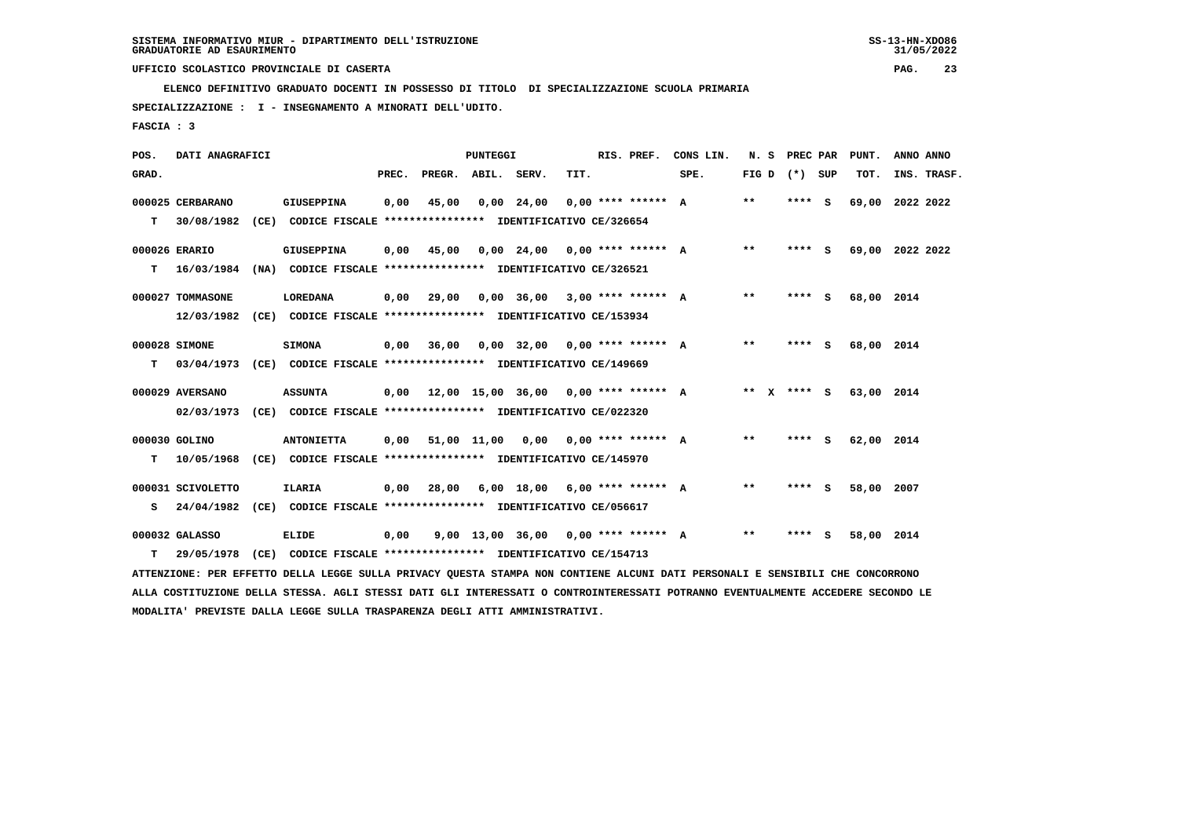SISTEMA INFORMATIVO MIUR - DIPARTIMENTO DELL'ISTRUZIONE
GRADUATORIE AD ESAURIMENTO

UFFICIO SCOLASTICO PROVINCIALE DI CASERTA

ELENCO DEFINITIVO GRADUATO DOCENTI IN POSSESSO DI TITOLO DI SPECIALIZZAZIONE SCUOLA PRIMARIA

SPECIALIZZAZIONE : I - INSEGNAMENTO A MINORATI DELL'UDITO.

FASCIA : 3

| POS. GRAD. | DATI ANAGRAFICI | | PREC. | PREGR. | ABIL. | SERV. | TIT. | RIS. PREF. | CONS LIN. SPE. | N. S FIG D | PREC PAR (*) SUP | PUNT. TOT. | ANNO ANNO INS. TRASF. |
|---|---|---|---|---|---|---|---|---|---|---|---|---|---|
| 000025 | CERBARANO | GIUSEPPINA | 0,00 | 45,00 | 0,00 | 24,00 | 0,00 | **** ****** A | | ** | **** S | 69,00 | 2022 2022 |
| T | 30/08/1982 (CE) CODICE FISCALE **************** IDENTIFICATIVO CE/326654 | | | | | | | | | | | | |
| 000026 | ERARIO | GIUSEPPINA | 0,00 | 45,00 | 0,00 | 24,00 | 0,00 | **** ****** A | | ** | **** S | 69,00 | 2022 2022 |
| T | 16/03/1984 (NA) CODICE FISCALE **************** IDENTIFICATIVO CE/326521 | | | | | | | | | | | | |
| 000027 | TOMMASONE | LOREDANA | 0,00 | 29,00 | 0,00 | 36,00 | 3,00 | **** ****** A | | ** | **** S | 68,00 | 2014 |
| | 12/03/1982 (CE) CODICE FISCALE **************** IDENTIFICATIVO CE/153934 | | | | | | | | | | | | |
| 000028 | SIMONE | SIMONA | 0,00 | 36,00 | 0,00 | 32,00 | 0,00 | **** ****** A | | ** | **** S | 68,00 | 2014 |
| T | 03/04/1973 (CE) CODICE FISCALE **************** IDENTIFICATIVO CE/149669 | | | | | | | | | | | | |
| 000029 | AVERSANO | ASSUNTA | 0,00 | 12,00 | 15,00 | 36,00 | 0,00 | **** ****** A | | ** X | **** S | 63,00 | 2014 |
| | 02/03/1973 (CE) CODICE FISCALE **************** IDENTIFICATIVO CE/022320 | | | | | | | | | | | | |
| 000030 | GOLINO | ANTONIETTA | 0,00 | 51,00 | 11,00 | 0,00 | 0,00 | **** ****** A | | ** | **** S | 62,00 | 2014 |
| T | 10/05/1968 (CE) CODICE FISCALE **************** IDENTIFICATIVO CE/145970 | | | | | | | | | | | | |
| 000031 | SCIVOLETTO | ILARIA | 0,00 | 28,00 | 6,00 | 18,00 | 6,00 | **** ****** A | | ** | **** S | 58,00 | 2007 |
| S | 24/04/1982 (CE) CODICE FISCALE **************** IDENTIFICATIVO CE/056617 | | | | | | | | | | | | |
| 000032 | GALASSO | ELIDE | 0,00 | 9,00 | 13,00 | 36,00 | 0,00 | **** ****** A | | ** | **** S | 58,00 | 2014 |
| T | 29/05/1978 (CE) CODICE FISCALE **************** IDENTIFICATIVO CE/154713 | | | | | | | | | | | | |

ATTENZIONE: PER EFFETTO DELLA LEGGE SULLA PRIVACY QUESTA STAMPA NON CONTIENE ALCUNI DATI PERSONALI E SENSIBILI CHE CONCORRONO ALLA COSTITUZIONE DELLA STESSA. AGLI STESSI DATI GLI INTERESSATI O CONTROINTERESSATI POTRANNO EVENTUALMENTE ACCEDERE SECONDO LE MODALITA' PREVISTE DALLA LEGGE SULLA TRASPARENZA DEGLI ATTI AMMINISTRATIVI.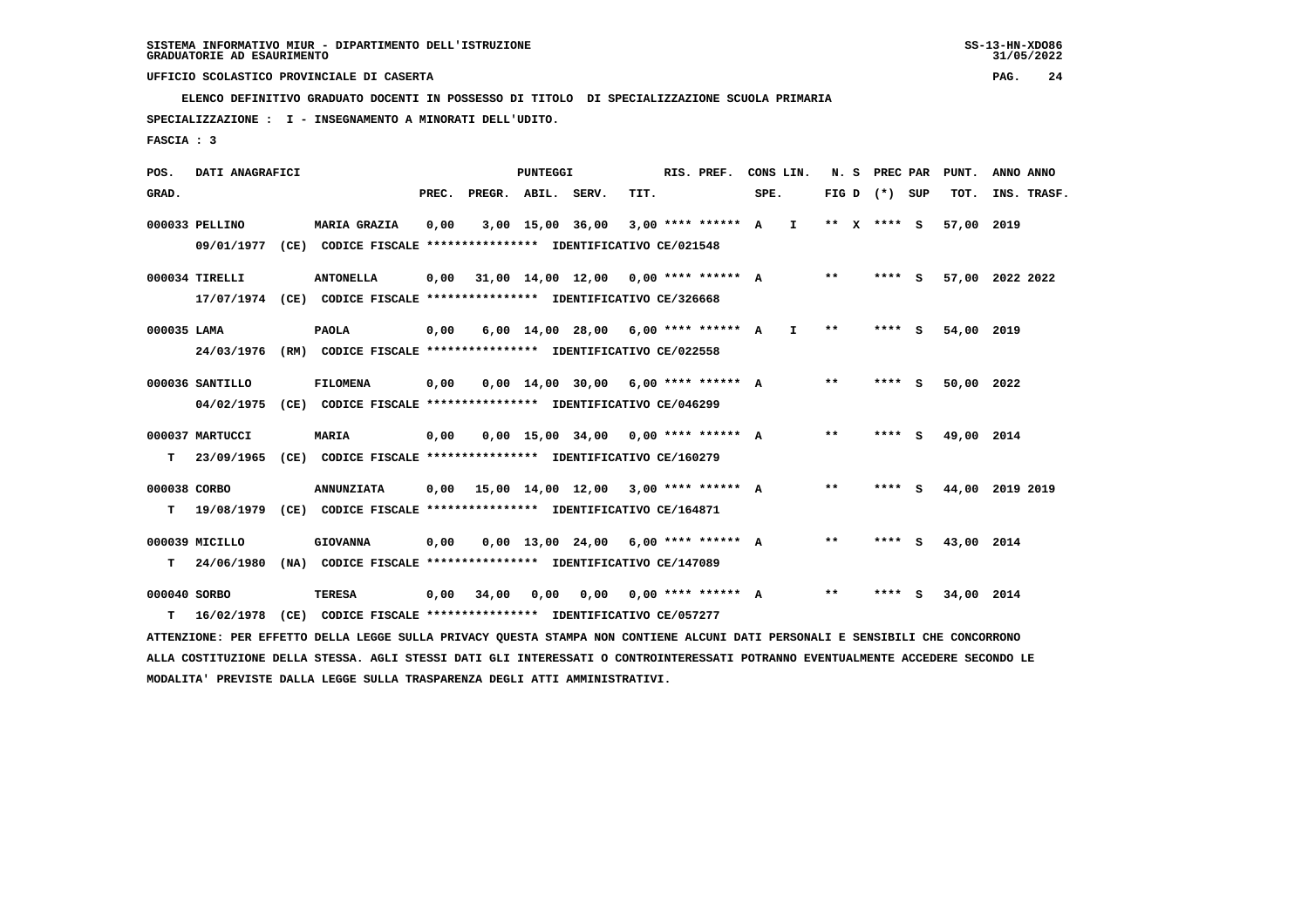SISTEMA INFORMATIVO MIUR - DIPARTIMENTO DELL'ISTRUZIONE
GRADUATORIE AD ESAURIMENTO

UFFICIO SCOLASTICO PROVINCIALE DI CASERTA

ELENCO DEFINITIVO GRADUATO DOCENTI IN POSSESSO DI TITOLO DI SPECIALIZZAZIONE SCUOLA PRIMARIA

SPECIALIZZAZIONE : I - INSEGNAMENTO A MINORATI DELL'UDITO.

FASCIA : 3

| POS. GRAD. | DATI ANAGRAFICI | | PREC. | PREGR. | ABIL. | SERV. | TIT. | RIS. PREF. | CONS LIN. SPE. | | N. S FIG D | PREC PAR (*) SUP | | PUNT. TOT. | ANNO INS. | ANNO TRASF. |
|---|---|---|---|---|---|---|---|---|---|---|---|---|---|---|---|---|
| 000033 | PELLINO | MARIA GRAZIA | 0,00 | 3,00 | 15,00 | 36,00 | 3,00 | **** ****** | A | I | ** X | **** | S | 57,00 | 2019 | |
| | 09/01/1977 (CE) CODICE FISCALE **************** IDENTIFICATIVO CE/021548 | | | | | | | | | | | | | | | |
| 000034 | TIRELLI | ANTONELLA | 0,00 | 31,00 | 14,00 | 12,00 | 0,00 | **** ****** | A | | ** | **** | S | 57,00 | 2022 | 2022 |
| | 17/07/1974 (CE) CODICE FISCALE **************** IDENTIFICATIVO CE/326668 | | | | | | | | | | | | | | | |
| 000035 | LAMA | PAOLA | 0,00 | 6,00 | 14,00 | 28,00 | 6,00 | **** ****** | A | I | ** | **** | S | 54,00 | 2019 | |
| | 24/03/1976 (RM) CODICE FISCALE **************** IDENTIFICATIVO CE/022558 | | | | | | | | | | | | | | | |
| 000036 | SANTILLO | FILOMENA | 0,00 | 0,00 | 14,00 | 30,00 | 6,00 | **** ****** | A | | ** | **** | S | 50,00 | 2022 | |
| | 04/02/1975 (CE) CODICE FISCALE **************** IDENTIFICATIVO CE/046299 | | | | | | | | | | | | | | | |
| 000037 | MARTUCCI | MARIA | 0,00 | 0,00 | 15,00 | 34,00 | 0,00 | **** ****** | A | | ** | **** | S | 49,00 | 2014 | |
| T | 23/09/1965 (CE) CODICE FISCALE **************** IDENTIFICATIVO CE/160279 | | | | | | | | | | | | | | | |
| 000038 | CORBO | ANNUNZIATA | 0,00 | 15,00 | 14,00 | 12,00 | 3,00 | **** ****** | A | | ** | **** | S | 44,00 | 2019 | 2019 |
| T | 19/08/1979 (CE) CODICE FISCALE **************** IDENTIFICATIVO CE/164871 | | | | | | | | | | | | | | | |
| 000039 | MICILLO | GIOVANNA | 0,00 | 0,00 | 13,00 | 24,00 | 6,00 | **** ****** | A | | ** | **** | S | 43,00 | 2014 | |
| T | 24/06/1980 (NA) CODICE FISCALE **************** IDENTIFICATIVO CE/147089 | | | | | | | | | | | | | | | |
| 000040 | SORBO | TERESA | 0,00 | 34,00 | 0,00 | 0,00 | 0,00 | **** ****** | A | | ** | **** | S | 34,00 | 2014 | |
| T | 16/02/1978 (CE) CODICE FISCALE **************** IDENTIFICATIVO CE/057277 | | | | | | | | | | | | | | | |

ATTENZIONE: PER EFFETTO DELLA LEGGE SULLA PRIVACY QUESTA STAMPA NON CONTIENE ALCUNI DATI PERSONALI E SENSIBILI CHE CONCORRONO ALLA COSTITUZIONE DELLA STESSA. AGLI STESSI DATI GLI INTERESSATI O CONTROINTERESSATI POTRANNO EVENTUALMENTE ACCEDERE SECONDO LE MODALITA' PREVISTE DALLA LEGGE SULLA TRASPARENZA DEGLI ATTI AMMINISTRATIVI.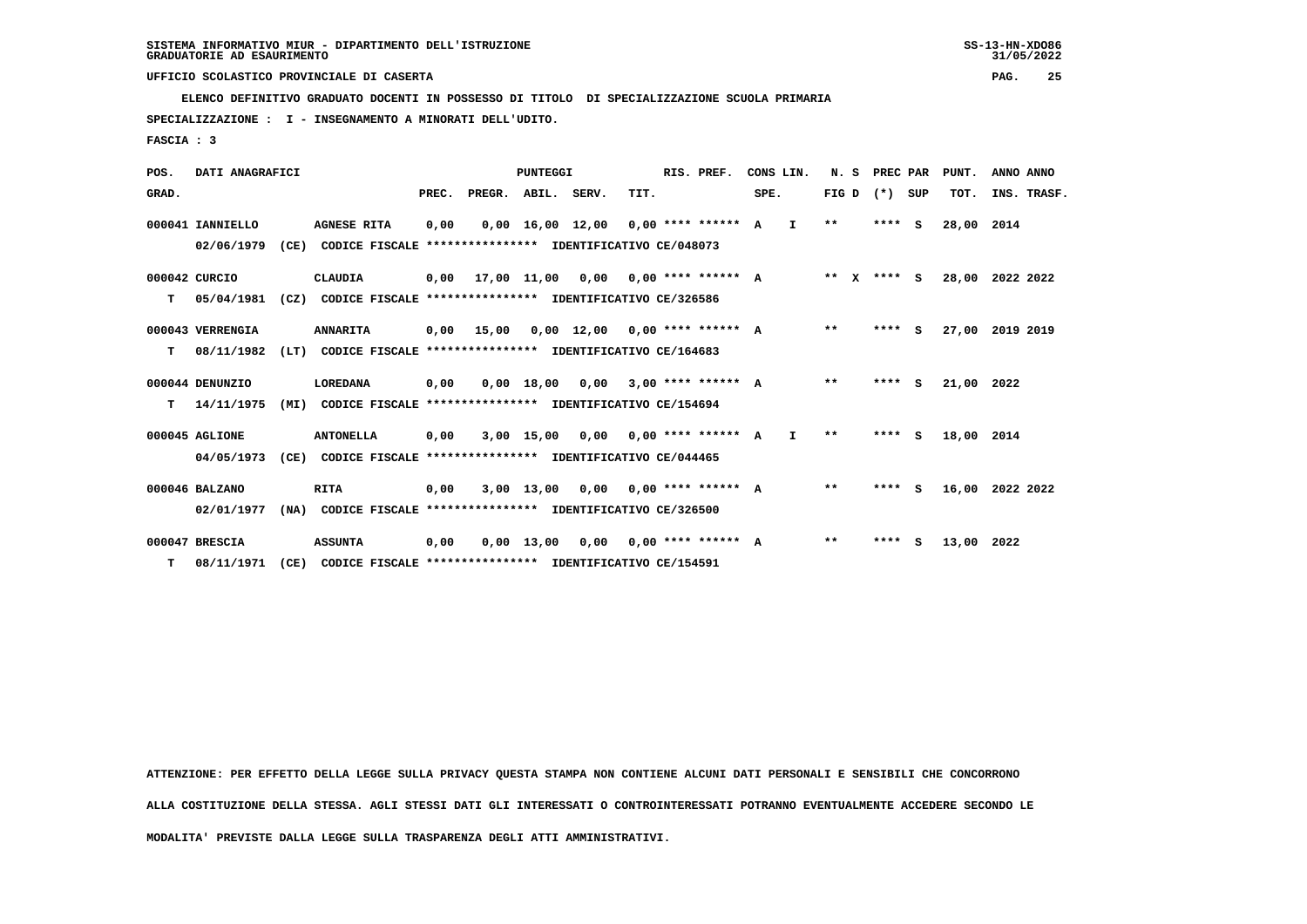SISTEMA INFORMATIVO MIUR - DIPARTIMENTO DELL'ISTRUZIONE
GRADUATORIE AD ESAURIMENTO

UFFICIO SCOLASTICO PROVINCIALE DI CASERTA

ELENCO DEFINITIVO GRADUATO DOCENTI IN POSSESSO DI TITOLO DI SPECIALIZZAZIONE SCUOLA PRIMARIA

SPECIALIZZAZIONE : I - INSEGNAMENTO A MINORATI DELL'UDITO.

FASCIA : 3

| POS. GRAD. | DATI ANAGRAFICI | | PREC. | PREGR. | ABIL. | SERV. | TIT. | RIS. PREF. | CONS LIN. SPE. | | N. S FIG D | PREC PAR (*) | SUP | PUNT. TOT. | ANNO INS. | ANNO TRASF. |
|---|---|---|---|---|---|---|---|---|---|---|---|---|---|---|---|---|
| 000041 | IANNIELLO | AGNESE RITA | 0,00 | 0,00 | 16,00 | 12,00 | 0,00 | **** ****** | A | I | ** | **** | S | 28,00 | 2014 | |
| | 02/06/1979 (CE) | CODICE FISCALE **************** IDENTIFICATIVO CE/048073 | | | | | | | | | | | | | | |
| 000042 | CURCIO | CLAUDIA | 0,00 | 17,00 | 11,00 | 0,00 | 0,00 | **** ****** | A | | ** X | **** | S | 28,00 | 2022 | 2022 |
| T | 05/04/1981 (CZ) | CODICE FISCALE **************** IDENTIFICATIVO CE/326586 | | | | | | | | | | | | | | |
| 000043 | VERRENGIA | ANNARITA | 0,00 | 15,00 | 0,00 | 12,00 | 0,00 | **** ****** | A | | ** | **** | S | 27,00 | 2019 | 2019 |
| T | 08/11/1982 (LT) | CODICE FISCALE **************** IDENTIFICATIVO CE/164683 | | | | | | | | | | | | | | |
| 000044 | DENUNZIO | LOREDANA | 0,00 | 0,00 | 18,00 | 0,00 | 3,00 | **** ****** | A | | ** | **** | S | 21,00 | 2022 | |
| T | 14/11/1975 (MI) | CODICE FISCALE **************** IDENTIFICATIVO CE/154694 | | | | | | | | | | | | | | |
| 000045 | AGLIONE | ANTONELLA | 0,00 | 3,00 | 15,00 | 0,00 | 0,00 | **** ****** | A | I | ** | **** | S | 18,00 | 2014 | |
| | 04/05/1973 (CE) | CODICE FISCALE **************** IDENTIFICATIVO CE/044465 | | | | | | | | | | | | | | |
| 000046 | BALZANO | RITA | 0,00 | 3,00 | 13,00 | 0,00 | 0,00 | **** ****** | A | | ** | **** | S | 16,00 | 2022 | 2022 |
| | 02/01/1977 (NA) | CODICE FISCALE **************** IDENTIFICATIVO CE/326500 | | | | | | | | | | | | | | |
| 000047 | BRESCIA | ASSUNTA | 0,00 | 0,00 | 13,00 | 0,00 | 0,00 | **** ****** | A | | ** | **** | S | 13,00 | 2022 | |
| T | 08/11/1971 (CE) | CODICE FISCALE **************** IDENTIFICATIVO CE/154591 | | | | | | | | | | | | | | |

ATTENZIONE: PER EFFETTO DELLA LEGGE SULLA PRIVACY QUESTA STAMPA NON CONTIENE ALCUNI DATI PERSONALI E SENSIBILI CHE CONCORRONO ALLA COSTITUZIONE DELLA STESSA. AGLI STESSI DATI GLI INTERESSATI O CONTROINTERESSATI POTRANNO EVENTUALMENTE ACCEDERE SECONDO LE MODALITA' PREVISTE DALLA LEGGE SULLA TRASPARENZA DEGLI ATTI AMMINISTRATIVI.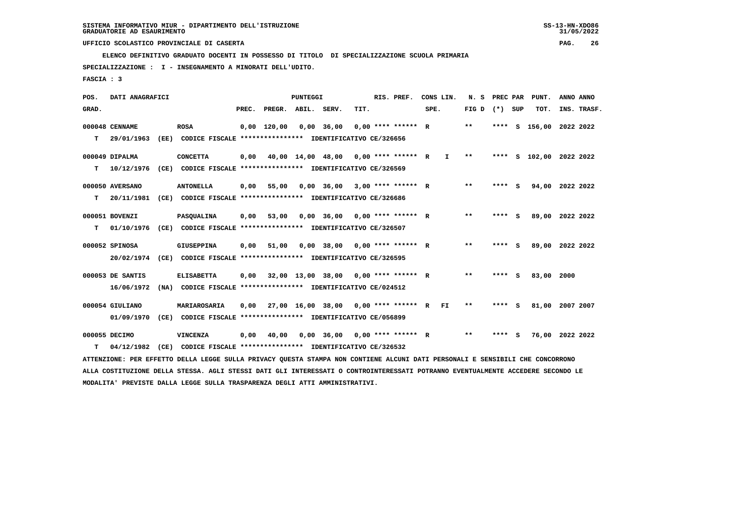SISTEMA INFORMATIVO MIUR - DIPARTIMENTO DELL'ISTRUZIONE
GRADUATORIE AD ESAURIMENTO

UFFICIO SCOLASTICO PROVINCIALE DI CASERTA

**ELENCO DEFINITIVO GRADUATO DOCENTI IN POSSESSO DI TITOLO DI SPECIALIZZAZIONE SCUOLA PRIMARIA**

**SPECIALIZZAZIONE : I - INSEGNAMENTO A MINORATI DELL'UDITO.**

**FASCIA : 3**

| POS. GRAD. | DATI ANAGRAFICI | | | PREC. | PREGR. | ABIL. | SERV. | TIT. | RIS. PREF. | CONS SPE. | LIN. | N. S FIG D | PREC PAR (*) | SUP | PUNT. TOT. | ANNO INS. | ANNO TRASF. |
|---|---|---|---|---|---|---|---|---|---|---|---|---|---|---|---|---|---|
| 000048 | CENNAME | ROSA | | 0,00 | 120,00 | 0,00 | 36,00 | 0,00 | **** ****** | R | | ** | **** | S | 156,00 | 2022 | 2022 |
| T | 29/01/1963 (EE) CODICE FISCALE **************** IDENTIFICATIVO CE/326656 | | | | | | | | | | | | | | | | |
| 000049 | DIPALMA | CONCETTA | | 0,00 | 40,00 | 14,00 | 48,00 | 0,00 | **** ****** | R | I | ** | **** | S | 102,00 | 2022 | 2022 |
| T | 10/12/1976 (CE) CODICE FISCALE **************** IDENTIFICATIVO CE/326569 | | | | | | | | | | | | | | | | |
| 000050 | AVERSANO | ANTONELLA | | 0,00 | 55,00 | 0,00 | 36,00 | 3,00 | **** ****** | R | | ** | **** | S | 94,00 | 2022 | 2022 |
| T | 20/11/1981 (CE) CODICE FISCALE **************** IDENTIFICATIVO CE/326686 | | | | | | | | | | | | | | | | |
| 000051 | BOVENZI | PASQUALINA | | 0,00 | 53,00 | 0,00 | 36,00 | 0,00 | **** ****** | R | | ** | **** | S | 89,00 | 2022 | 2022 |
| T | 01/10/1976 (CE) CODICE FISCALE **************** IDENTIFICATIVO CE/326507 | | | | | | | | | | | | | | | | |
| 000052 | SPINOSA | GIUSEPPINA | | 0,00 | 51,00 | 0,00 | 38,00 | 0,00 | **** ****** | R | | ** | **** | S | 89,00 | 2022 | 2022 |
| | 20/02/1974 (CE) CODICE FISCALE **************** IDENTIFICATIVO CE/326595 | | | | | | | | | | | | | | | | |
| 000053 | DE SANTIS | ELISABETTA | | 0,00 | 32,00 | 13,00 | 38,00 | 0,00 | **** ****** | R | | ** | **** | S | 83,00 | 2000 | |
| | 16/06/1972 (NA) CODICE FISCALE **************** IDENTIFICATIVO CE/024512 | | | | | | | | | | | | | | | | |
| 000054 | GIULIANO | MARIAROSARIA | | 0,00 | 27,00 | 16,00 | 38,00 | 0,00 | **** ****** | R | FI | ** | **** | S | 81,00 | 2007 | 2007 |
| | 01/09/1970 (CE) CODICE FISCALE **************** IDENTIFICATIVO CE/056899 | | | | | | | | | | | | | | | | |
| 000055 | DECIMO | VINCENZA | | 0,00 | 40,00 | 0,00 | 36,00 | 0,00 | **** ****** | R | | ** | **** | S | 76,00 | 2022 | 2022 |
| T | 04/12/1982 (CE) CODICE FISCALE **************** IDENTIFICATIVO CE/326532 | | | | | | | | | | | | | | | | |

ATTENZIONE: PER EFFETTO DELLA LEGGE SULLA PRIVACY QUESTA STAMPA NON CONTIENE ALCUNI DATI PERSONALI E SENSIBILI CHE CONCORRONO ALLA COSTITUZIONE DELLA STESSA. AGLI STESSI DATI GLI INTERESSATI O CONTROINTERESSATI POTRANNO EVENTUALMENTE ACCEDERE SECONDO LE MODALITA' PREVISTE DALLA LEGGE SULLA TRASPARENZA DEGLI ATTI AMMINISTRATIVI.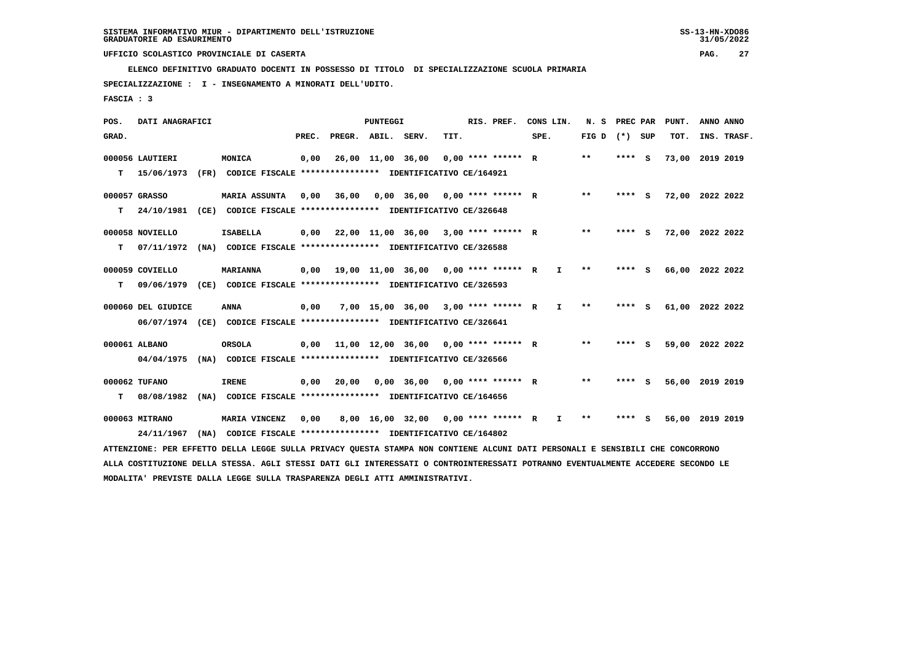SISTEMA INFORMATIVO MIUR - DIPARTIMENTO DELL'ISTRUZIONE
GRADUATORIE AD ESAURIMENTO

UFFICIO SCOLASTICO PROVINCIALE DI CASERTA

ELENCO DEFINITIVO GRADUATO DOCENTI IN POSSESSO DI TITOLO DI SPECIALIZZAZIONE SCUOLA PRIMARIA

SPECIALIZZAZIONE : I - INSEGNAMENTO A MINORATI DELL'UDITO.

FASCIA : 3

| POS. GRAD. | DATI ANAGRAFICI | | PREC. | PREGR. | ABIL. | SERV. | TIT. | RIS. PREF. | CONS LIN. SPE. | N. S FIG D | PREC PAR (*) SUP | PUNT. TOT. | ANNO INS. | ANNO TRASF. |
|---|---|---|---|---|---|---|---|---|---|---|---|---|---|---|
| 000056 | LAUTIERI | MONICA | 0,00 | 26,00 | 11,00 | 36,00 | 0,00 | **** ****** R | | ** | **** S | 73,00 | 2019 | 2019 |
| T | 15/06/1973 (FR) | CODICE FISCALE **************** IDENTIFICATIVO CE/164921 | | | | | | | | | | | | |
| 000057 | GRASSO | MARIA ASSUNTA | 0,00 | 36,00 | 0,00 | 36,00 | 0,00 | **** ****** R | | ** | **** S | 72,00 | 2022 | 2022 |
| T | 24/10/1981 (CE) | CODICE FISCALE **************** IDENTIFICATIVO CE/326648 | | | | | | | | | | | | |
| 000058 | NOVIELLO | ISABELLA | 0,00 | 22,00 | 11,00 | 36,00 | 3,00 | **** ****** R | | ** | **** S | 72,00 | 2022 | 2022 |
| T | 07/11/1972 (NA) | CODICE FISCALE **************** IDENTIFICATIVO CE/326588 | | | | | | | | | | | | |
| 000059 | COVIELLO | MARIANNA | 0,00 | 19,00 | 11,00 | 36,00 | 0,00 | **** ****** R | I | ** | **** S | 66,00 | 2022 | 2022 |
| T | 09/06/1979 (CE) | CODICE FISCALE **************** IDENTIFICATIVO CE/326593 | | | | | | | | | | | | |
| 000060 | DEL GIUDICE | ANNA | 0,00 | 7,00 | 15,00 | 36,00 | 3,00 | **** ****** R | I | ** | **** S | 61,00 | 2022 | 2022 |
| | 06/07/1974 (CE) | CODICE FISCALE **************** IDENTIFICATIVO CE/326641 | | | | | | | | | | | | |
| 000061 | ALBANO | ORSOLA | 0,00 | 11,00 | 12,00 | 36,00 | 0,00 | **** ****** R | | ** | **** S | 59,00 | 2022 | 2022 |
| | 04/04/1975 (NA) | CODICE FISCALE **************** IDENTIFICATIVO CE/326566 | | | | | | | | | | | | |
| 000062 | TUFANO | IRENE | 0,00 | 20,00 | 0,00 | 36,00 | 0,00 | **** ****** R | | ** | **** S | 56,00 | 2019 | 2019 |
| T | 08/08/1982 (NA) | CODICE FISCALE **************** IDENTIFICATIVO CE/164656 | | | | | | | | | | | | |
| 000063 | MITRANO | MARIA VINCENZ | 0,00 | 8,00 | 16,00 | 32,00 | 0,00 | **** ****** R | I | ** | **** S | 56,00 | 2019 | 2019 |
| | 24/11/1967 (NA) | CODICE FISCALE **************** IDENTIFICATIVO CE/164802 | | | | | | | | | | | | |

ATTENZIONE: PER EFFETTO DELLA LEGGE SULLA PRIVACY QUESTA STAMPA NON CONTIENE ALCUNI DATI PERSONALI E SENSIBILI CHE CONCORRONO ALLA COSTITUZIONE DELLA STESSA. AGLI STESSI DATI GLI INTERESSATI O CONTROINTERESSATI POTRANNO EVENTUALMENTE ACCEDERE SECONDO LE MODALITA' PREVISTE DALLA LEGGE SULLA TRASPARENZA DEGLI ATTI AMMINISTRATIVI.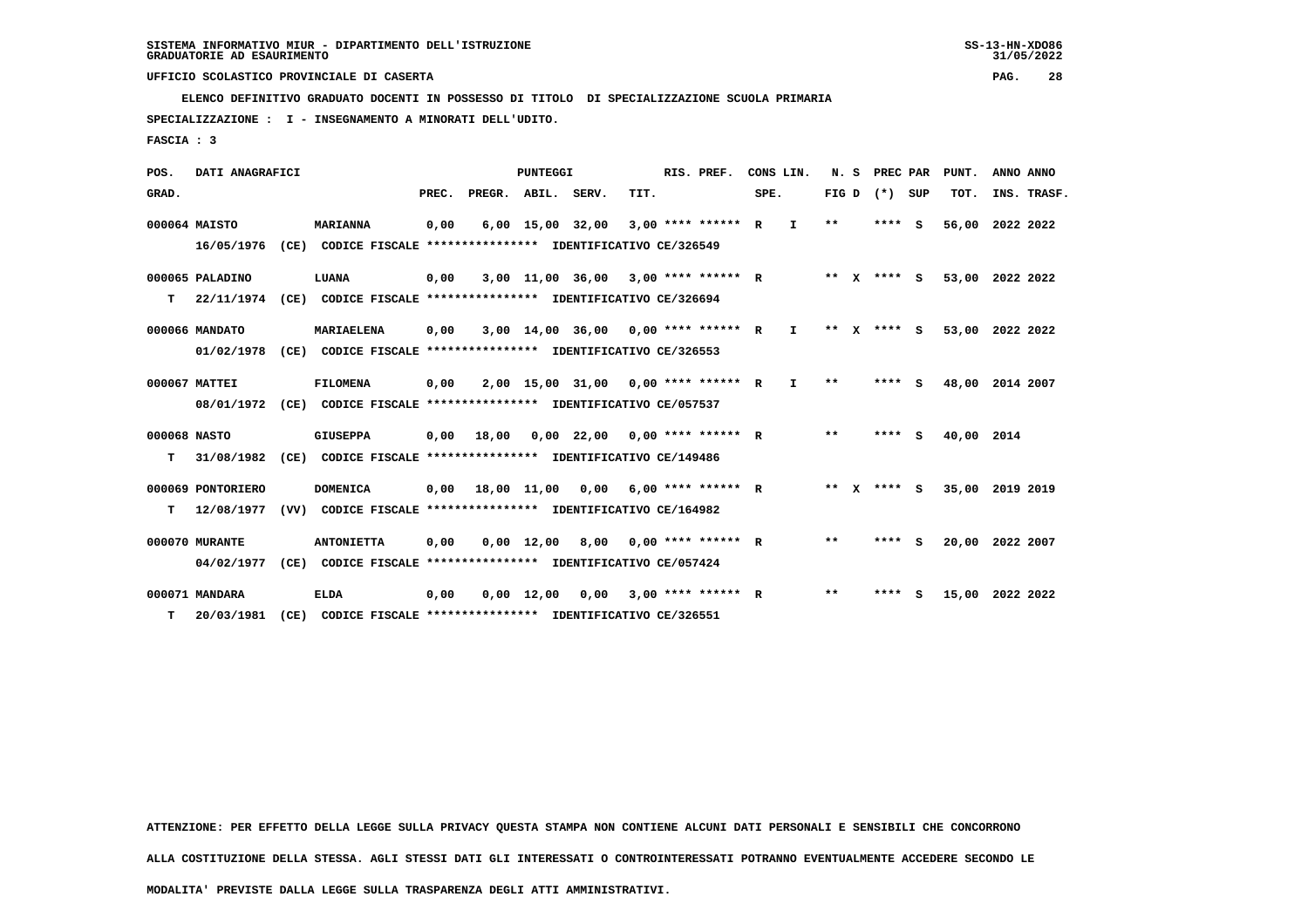SISTEMA INFORMATIVO MIUR - DIPARTIMENTO DELL'ISTRUZIONE
GRADUATORIE AD ESAURIMENTO

UFFICIO SCOLASTICO PROVINCIALE DI CASERTA

ELENCO DEFINITIVO GRADUATO DOCENTI IN POSSESSO DI TITOLO DI SPECIALIZZAZIONE SCUOLA PRIMARIA

SPECIALIZZAZIONE : I - INSEGNAMENTO A MINORATI DELL'UDITO.

FASCIA : 3

| POS. GRAD. | DATI ANAGRAFICI | | PREC. | PREGR. | ABIL. | SERV. | TIT. | RIS. PREF. | CONS SPE. | LIN. | N. S FIG D | PREC (*) | PAR SUP | PUNT. TOT. | ANNO INS. | ANNO TRASF. |
|---|---|---|---|---|---|---|---|---|---|---|---|---|---|---|---|---|
| 000064 | MAISTO | MARIANNA | 0,00 | 6,00 | 15,00 | 32,00 | 3,00 | **** ****** | R | I | ** | **** | S | 56,00 | 2022 | 2022 |
| | 16/05/1976 (CE) CODICE FISCALE **************** IDENTIFICATIVO CE/326549 | | | | | | | | | | | | | | | |
| 000065 | PALADINO | LUANA | 0,00 | 3,00 | 11,00 | 36,00 | 3,00 | **** ****** | R | | ** X | **** | S | 53,00 | 2022 | 2022 |
| T | 22/11/1974 (CE) CODICE FISCALE **************** IDENTIFICATIVO CE/326694 | | | | | | | | | | | | | | | |
| 000066 | MANDATO | MARIAELENA | 0,00 | 3,00 | 14,00 | 36,00 | 0,00 | **** ****** | R | I | ** X | **** | S | 53,00 | 2022 | 2022 |
| | 01/02/1978 (CE) CODICE FISCALE **************** IDENTIFICATIVO CE/326553 | | | | | | | | | | | | | | | |
| 000067 | MATTEI | FILOMENA | 0,00 | 2,00 | 15,00 | 31,00 | 0,00 | **** ****** | R | I | ** | **** | S | 48,00 | 2014 | 2007 |
| | 08/01/1972 (CE) CODICE FISCALE **************** IDENTIFICATIVO CE/057537 | | | | | | | | | | | | | | | |
| 000068 | NASTO | GIUSEPPA | 0,00 | 18,00 | 0,00 | 22,00 | 0,00 | **** ****** | R | | ** | **** | S | 40,00 | 2014 | |
| T | 31/08/1982 (CE) CODICE FISCALE **************** IDENTIFICATIVO CE/149486 | | | | | | | | | | | | | | | |
| 000069 | PONTORIERO | DOMENICA | 0,00 | 18,00 | 11,00 | 0,00 | 6,00 | **** ****** | R | | ** X | **** | S | 35,00 | 2019 | 2019 |
| T | 12/08/1977 (VV) CODICE FISCALE **************** IDENTIFICATIVO CE/164982 | | | | | | | | | | | | | | | |
| 000070 | MURANTE | ANTONIETTA | 0,00 | 0,00 | 12,00 | 8,00 | 0,00 | **** ****** | R | | ** | **** | S | 20,00 | 2022 | 2007 |
| | 04/02/1977 (CE) CODICE FISCALE **************** IDENTIFICATIVO CE/057424 | | | | | | | | | | | | | | | |
| 000071 | MANDARA | ELDA | 0,00 | 0,00 | 12,00 | 0,00 | 3,00 | **** ****** | R | | ** | **** | S | 15,00 | 2022 | 2022 |
| T | 20/03/1981 (CE) CODICE FISCALE **************** IDENTIFICATIVO CE/326551 | | | | | | | | | | | | | | | |

ATTENZIONE: PER EFFETTO DELLA LEGGE SULLA PRIVACY QUESTA STAMPA NON CONTIENE ALCUNI DATI PERSONALI E SENSIBILI CHE CONCORRONO ALLA COSTITUZIONE DELLA STESSA. AGLI STESSI DATI GLI INTERESSATI O CONTROINTERESSATI POTRANNO EVENTUALMENTE ACCEDERE SECONDO LE MODALITA' PREVISTE DALLA LEGGE SULLA TRASPARENZA DEGLI ATTI AMMINISTRATIVI.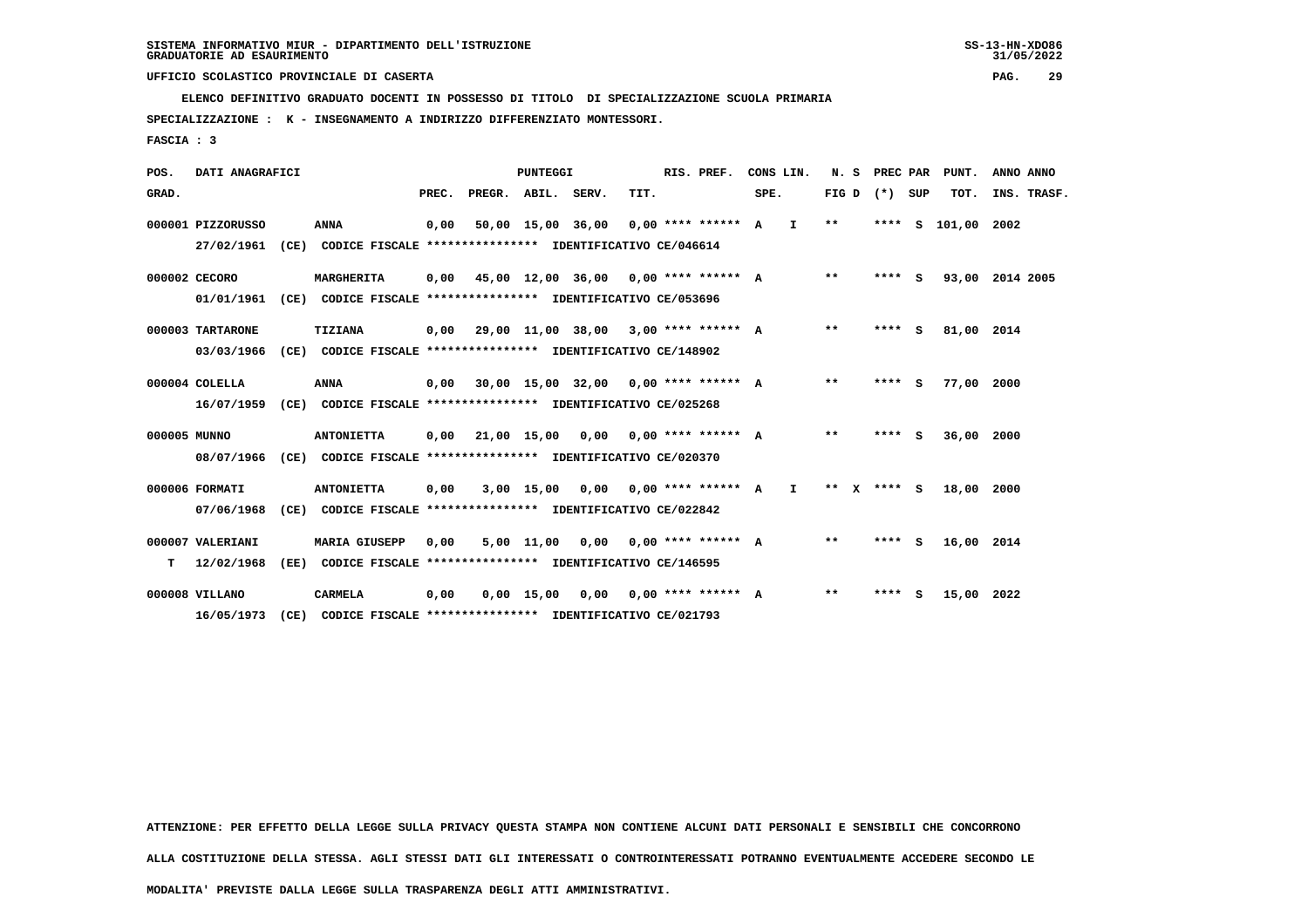UFFICIO SCOLASTICO PROVINCIALE DI CASERTA

ELENCO DEFINITIVO GRADUATO DOCENTI IN POSSESSO DI TITOLO DI SPECIALIZZAZIONE SCUOLA PRIMARIA

SPECIALIZZAZIONE : K - INSEGNAMENTO A INDIRIZZO DIFFERENZIATO MONTESSORI.

FASCIA : 3

| POS. GRAD. | DATI ANAGRAFICI | | PREC. | PREGR. | ABIL. | SERV. | TIT. | RIS. PREF. | CONS LIN. SPE. | | N. S FIG D | PREC PAR (*) SUP | PUNT. TOT. | ANNO ANNO INS. TRASF. |
|---|---|---|---|---|---|---|---|---|---|---|---|---|---|---|
| 000001 | PIZZORUSSO | ANNA | 0,00 | 50,00 | 15,00 | 36,00 | 0,00 | **** ****** | A | I | ** | **** S | 101,00 | 2002 |
| | 27/02/1961 (CE) CODICE FISCALE **************** IDENTIFICATIVO CE/046614 | | | | | | | | | | | | | |
| 000002 | CECORO | MARGHERITA | 0,00 | 45,00 | 12,00 | 36,00 | 0,00 | **** ****** | A | | ** | **** S | 93,00 | 2014 2005 |
| | 01/01/1961 (CE) CODICE FISCALE **************** IDENTIFICATIVO CE/053696 | | | | | | | | | | | | | |
| 000003 | TARTARONE | TIZIANA | 0,00 | 29,00 | 11,00 | 38,00 | 3,00 | **** ****** | A | | ** | **** S | 81,00 | 2014 |
| | 03/03/1966 (CE) CODICE FISCALE **************** IDENTIFICATIVO CE/148902 | | | | | | | | | | | | | |
| 000004 | COLELLA | ANNA | 0,00 | 30,00 | 15,00 | 32,00 | 0,00 | **** ****** | A | | ** | **** S | 77,00 | 2000 |
| | 16/07/1959 (CE) CODICE FISCALE **************** IDENTIFICATIVO CE/025268 | | | | | | | | | | | | | |
| 000005 | MUNNO | ANTONIETTA | 0,00 | 21,00 | 15,00 | 0,00 | 0,00 | **** ****** | A | | ** | **** S | 36,00 | 2000 |
| | 08/07/1966 (CE) CODICE FISCALE **************** IDENTIFICATIVO CE/020370 | | | | | | | | | | | | | |
| 000006 | FORMATI | ANTONIETTA | 0,00 | 3,00 | 15,00 | 0,00 | 0,00 | **** ****** | A | I | ** X | **** S | 18,00 | 2000 |
| | 07/06/1968 (CE) CODICE FISCALE **************** IDENTIFICATIVO CE/022842 | | | | | | | | | | | | | |
| 000007 | VALERIANI | MARIA GIUSEPP | 0,00 | 5,00 | 11,00 | 0,00 | 0,00 | **** ****** | A | | ** | **** S | 16,00 | 2014 |
| T | 12/02/1968 (EE) CODICE FISCALE **************** IDENTIFICATIVO CE/146595 | | | | | | | | | | | | | |
| 000008 | VILLANO | CARMELA | 0,00 | 0,00 | 15,00 | 0,00 | 0,00 | **** ****** | A | | ** | **** S | 15,00 | 2022 |
| | 16/05/1973 (CE) CODICE FISCALE **************** IDENTIFICATIVO CE/021793 | | | | | | | | | | | | | |

ATTENZIONE: PER EFFETTO DELLA LEGGE SULLA PRIVACY QUESTA STAMPA NON CONTIENE ALCUNI DATI PERSONALI E SENSIBILI CHE CONCORRONO ALLA COSTITUZIONE DELLA STESSA. AGLI STESSI DATI GLI INTERESSATI O CONTROINTERESSATI POTRANNO EVENTUALMENTE ACCEDERE SECONDO LE MODALITA' PREVISTE DALLA LEGGE SULLA TRASPARENZA DEGLI ATTI AMMINISTRATIVI.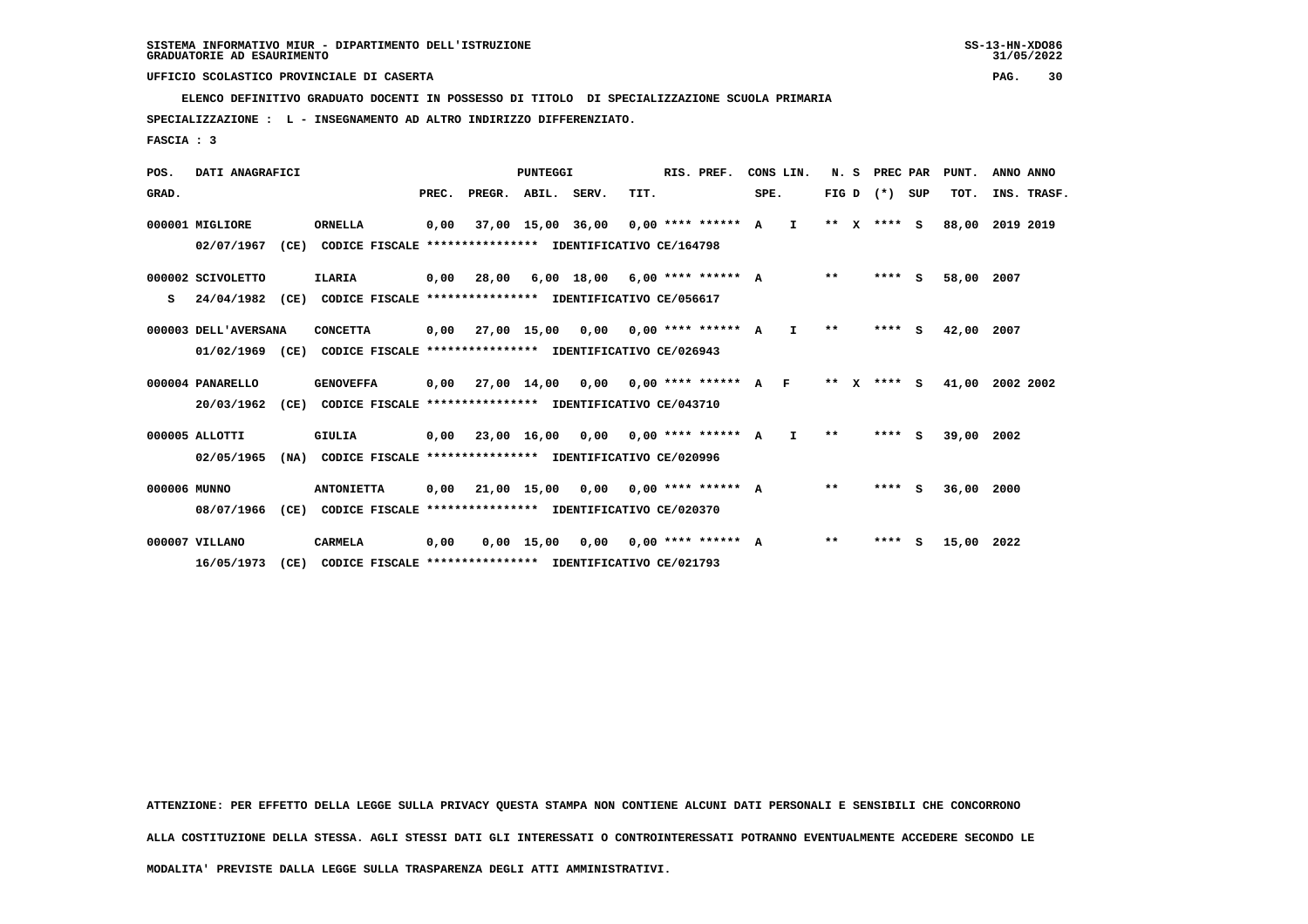SISTEMA INFORMATIVO MIUR - DIPARTIMENTO DELL'ISTRUZIONE
GRADUATORIE AD ESAURIMENTO

UFFICIO SCOLASTICO PROVINCIALE DI CASERTA

ELENCO DEFINITIVO GRADUATO DOCENTI IN POSSESSO DI TITOLO DI SPECIALIZZAZIONE SCUOLA PRIMARIA

SPECIALIZZAZIONE : L - INSEGNAMENTO AD ALTRO INDIRIZZO DIFFERENZIATO.

FASCIA : 3

| POS. GRAD. | DATI ANAGRAFICI | | PREC. | PREGR. | ABIL. | SERV. | TIT. | RIS. PREF. | CONS LIN. SPE. | | N. S FIG D | PREC PAR (*) SUP | PUNT. TOT. | ANNO INS. | ANNO TRASF. |
|---|---|---|---|---|---|---|---|---|---|---|---|---|---|---|---|
| 000001 | MIGLIORE | ORNELLA | 0,00 | 37,00 | 15,00 | 36,00 | 0,00 | **** ****** | A | I | ** X | **** S | 88,00 | 2019 | 2019 |
| | 02/07/1967 (CE) | CODICE FISCALE **************** IDENTIFICATIVO CE/164798 | | | | | | | | | | | | | |
| 000002 | SCIVOLETTO | ILARIA | 0,00 | 28,00 | 6,00 | 18,00 | 6,00 | **** ****** | A | | ** | **** S | 58,00 | 2007 | |
| S | 24/04/1982 (CE) | CODICE FISCALE **************** IDENTIFICATIVO CE/056617 | | | | | | | | | | | | | |
| 000003 | DELL'AVERSANA | CONCETTA | 0,00 | 27,00 | 15,00 | 0,00 | 0,00 | **** ****** | A | I | ** | **** S | 42,00 | 2007 | |
| | 01/02/1969 (CE) | CODICE FISCALE **************** IDENTIFICATIVO CE/026943 | | | | | | | | | | | | | |
| 000004 | PANARELLO | GENOVEFFA | 0,00 | 27,00 | 14,00 | 0,00 | 0,00 | **** ****** | A | F | ** X | **** S | 41,00 | 2002 | 2002 |
| | 20/03/1962 (CE) | CODICE FISCALE **************** IDENTIFICATIVO CE/043710 | | | | | | | | | | | | | |
| 000005 | ALLOTTI | GIULIA | 0,00 | 23,00 | 16,00 | 0,00 | 0,00 | **** ****** | A | I | ** | **** S | 39,00 | 2002 | |
| | 02/05/1965 (NA) | CODICE FISCALE **************** IDENTIFICATIVO CE/020996 | | | | | | | | | | | | | |
| 000006 | MUNNO | ANTONIETTA | 0,00 | 21,00 | 15,00 | 0,00 | 0,00 | **** ****** | A | | ** | **** S | 36,00 | 2000 | |
| | 08/07/1966 (CE) | CODICE FISCALE **************** IDENTIFICATIVO CE/020370 | | | | | | | | | | | | | |
| 000007 | VILLANO | CARMELA | 0,00 | 0,00 | 15,00 | 0,00 | 0,00 | **** ****** | A | | ** | **** S | 15,00 | 2022 | |
| | 16/05/1973 (CE) | CODICE FISCALE **************** IDENTIFICATIVO CE/021793 | | | | | | | | | | | | | |

ATTENZIONE: PER EFFETTO DELLA LEGGE SULLA PRIVACY QUESTA STAMPA NON CONTIENE ALCUNI DATI PERSONALI E SENSIBILI CHE CONCORRONO ALLA COSTITUZIONE DELLA STESSA. AGLI STESSI DATI GLI INTERESSATI O CONTROINTERESSATI POTRANNO EVENTUALMENTE ACCEDERE SECONDO LE MODALITA' PREVISTE DALLA LEGGE SULLA TRASPARENZA DEGLI ATTI AMMINISTRATIVI.